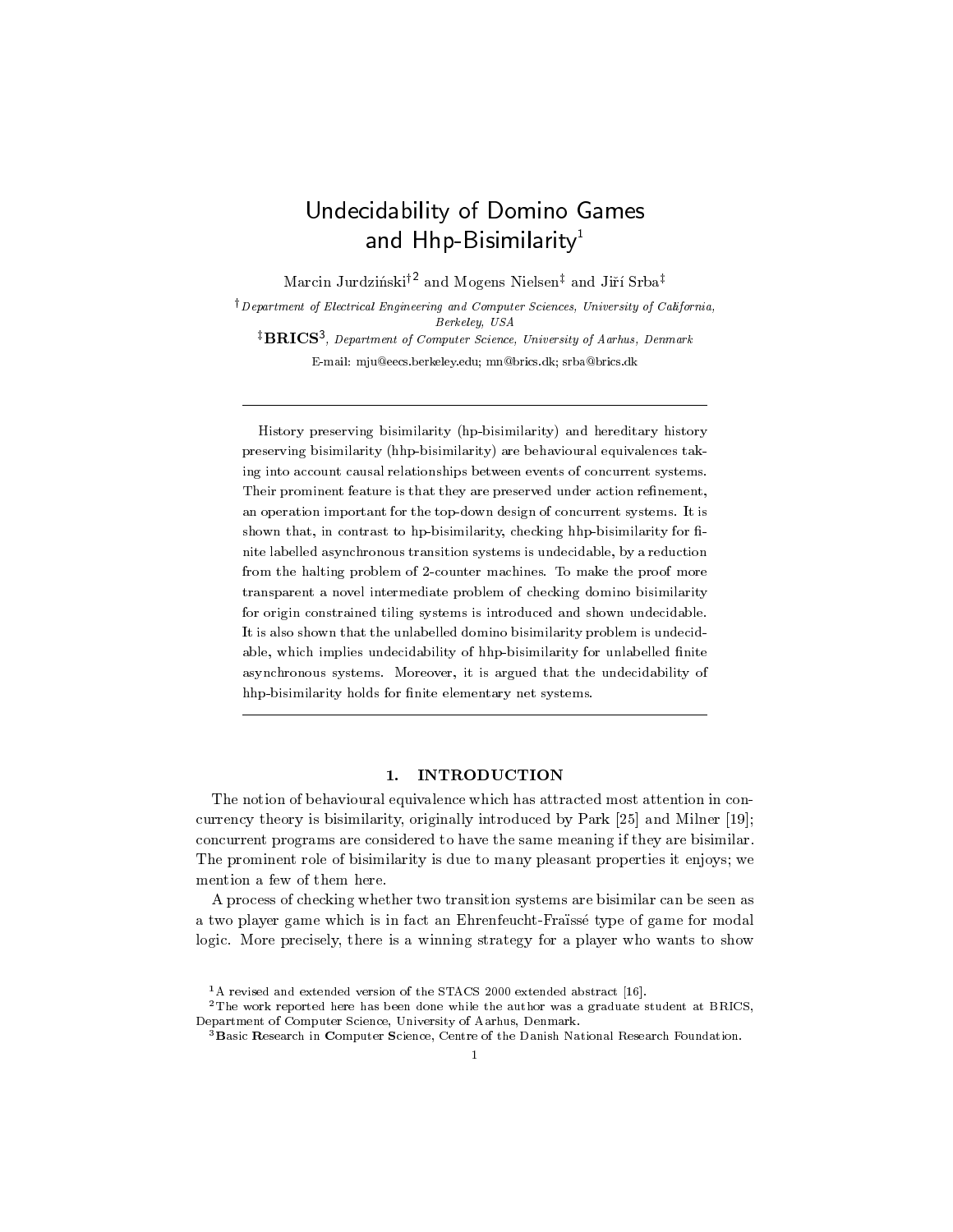# Undecidability of Domino Games and Hhp-Bisimilarity[1]

Marcin Jurdziński[†2] and Mogens Nielsen[‡] and Jiří Srba[‡]

[†] *Department of Electrical Engineering and Computer Sciences, University of California, Berkeley, USA*

[‡] **BRICS**[3], *Department of Computer Science, University of Aarhus, Denmark*

E-mail: mju@eecs.berkeley.edu; mn@brics.dk; srba@brics.dk

---

History preserving bisimilarity (hp-bisimilarity) and hereditary history preserving bisimilarity (hhp-bisimilarity) are behavioural equivalences taking into account causal relationships between events of concurrent systems. Their prominent feature is that they are preserved under action refinement, an operation important for the top-down design of concurrent systems. It is shown that, in contrast to hp-bisimilarity, checking hhp-bisimilarity for finite labelled asynchronous transition systems is undecidable, by a reduction from the halting problem of 2-counter machines. To make the proof more transparent a novel intermediate problem of checking domino bisimilarity for origin constrained tiling systems is introduced and shown undecidable. It is also shown that the unlabelled domino bisimilarity problem is undecidable, which implies undecidability of hhp-bisimilarity for unlabelled finite asynchronous systems. Moreover, it is argued that the undecidability of hhp-bisimilarity holds for finite elementary net systems.

---

## 1. INTRODUCTION

The notion of behavioural equivalence which has attracted most attention in concurrency theory is bisimilarity, originally introduced by Park [25] and Milner [19]; concurrent programs are considered to have the same meaning if they are bisimilar. The prominent role of bisimilarity is due to many pleasant properties it enjoys; we mention a few of them here.

A process of checking whether two transition systems are bisimilar can be seen as a two player game which is in fact an Ehrenfeucht-Fraïssé type of game for modal logic. More precisely, there is a winning strategy for a player who wants to show

[1] A revised and extended version of the STACS 2000 extended abstract [16].

[2] The work reported here has been done while the author was a graduate student at BRICS, Department of Computer Science, University of Aarhus, Denmark.

[3] **B**asic **R**esearch in **C**omputer **S**cience, Centre of the Danish National Research Foundation.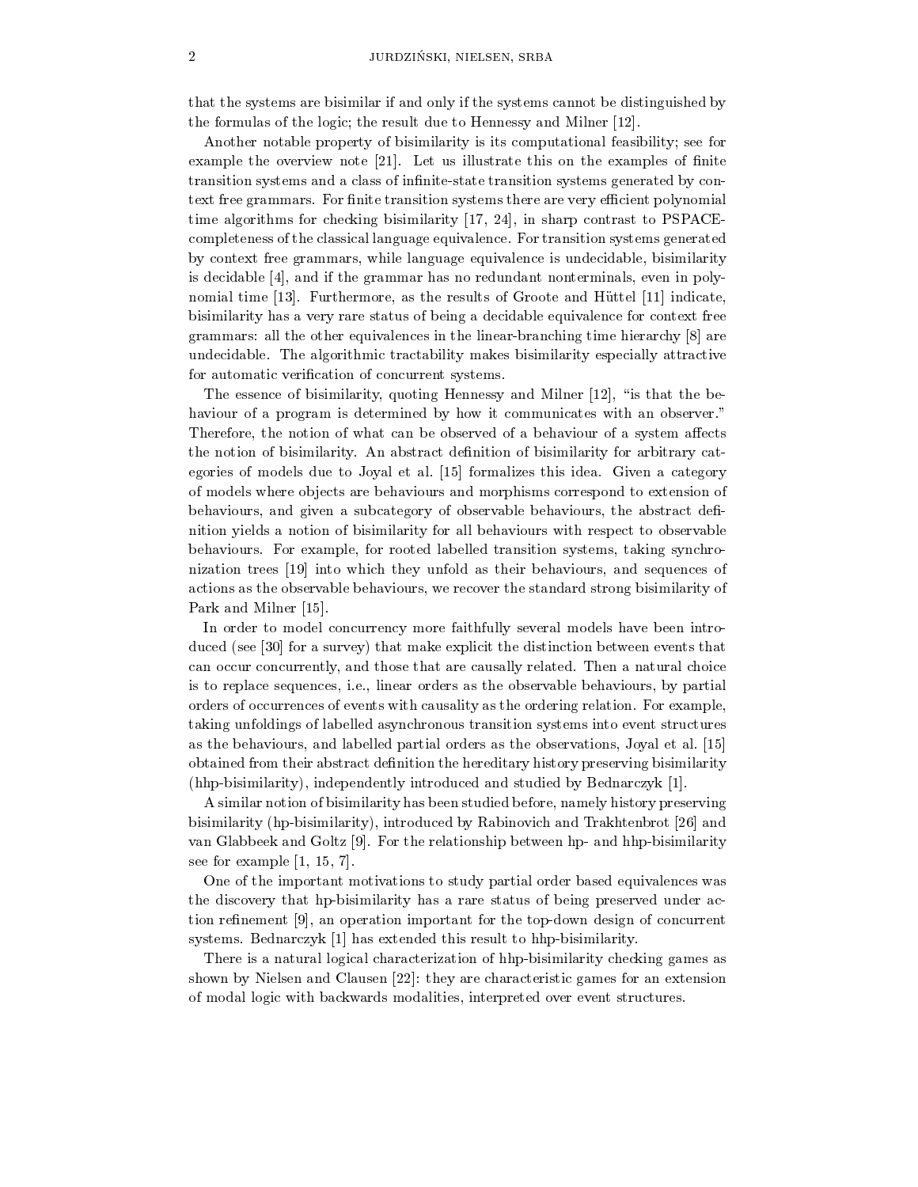that the systems are bisimilar if and only if the systems cannot be distinguished by the formulas of the logic; the result due to Hennessy and Milner [12].

Another notable property of bisimilarity is its computational feasibility; see for example the overview note [21]. Let us illustrate this on the examples of finite transition systems and a class of infinite-state transition systems generated by context free grammars. For finite transition systems there are very efficient polynomial time algorithms for checking bisimilarity [17, 24], in sharp contrast to PSPACE-completeness of the classical language equivalence. For transition systems generated by context free grammars, while language equivalence is undecidable, bisimilarity is decidable [4], and if the grammar has no redundant nonterminals, even in polynomial time [13]. Furthermore, as the results of Groote and Hüttel [11] indicate, bisimilarity has a very rare status of being a decidable equivalence for context free grammars: all the other equivalences in the linear-branching time hierarchy [8] are undecidable. The algorithmic tractability makes bisimilarity especially attractive for automatic verification of concurrent systems.

The essence of bisimilarity, quoting Hennessy and Milner [12], "is that the behaviour of a program is determined by how it communicates with an observer." Therefore, the notion of what can be observed of a behaviour of a system affects the notion of bisimilarity. An abstract definition of bisimilarity for arbitrary categories of models due to Joyal et al. [15] formalizes this idea. Given a category of models where objects are behaviours and morphisms correspond to extension of behaviours, and given a subcategory of observable behaviours, the abstract definition yields a notion of bisimilarity for all behaviours with respect to observable behaviours. For example, for rooted labelled transition systems, taking synchronization trees [19] into which they unfold as their behaviours, and sequences of actions as the observable behaviours, we recover the standard strong bisimilarity of Park and Milner [15].

In order to model concurrency more faithfully several models have been introduced (see [30] for a survey) that make explicit the distinction between events that can occur concurrently, and those that are causally related. Then a natural choice is to replace sequences, i.e., linear orders as the observable behaviours, by partial orders of occurrences of events with causality as the ordering relation. For example, taking unfoldings of labelled asynchronous transition systems into event structures as the behaviours, and labelled partial orders as the observations, Joyal et al. [15] obtained from their abstract definition the hereditary history preserving bisimilarity (hhp-bisimilarity), independently introduced and studied by Bednarczyk [1].

A similar notion of bisimilarity has been studied before, namely history preserving bisimilarity (hp-bisimilarity), introduced by Rabinovich and Trakhtenbrot [26] and van Glabbeek and Goltz [9]. For the relationship between hp- and hhp-bisimilarity see for example [1, 15, 7].

One of the important motivations to study partial order based equivalences was the discovery that hp-bisimilarity has a rare status of being preserved under action refinement [9], an operation important for the top-down design of concurrent systems. Bednarczyk [1] has extended this result to hhp-bisimilarity.

There is a natural logical characterization of hhp-bisimilarity checking games as shown by Nielsen and Clausen [22]: they are characteristic games for an extension of modal logic with backwards modalities, interpreted over event structures.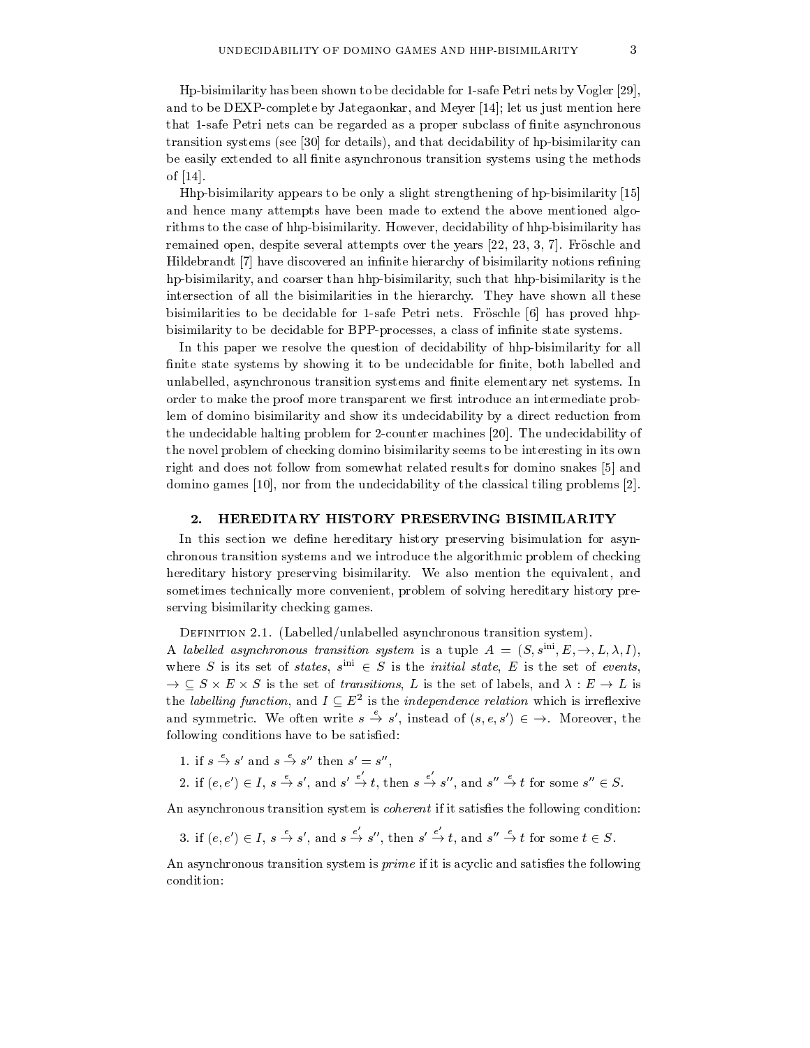Hp-bisimilarity has been shown to be decidable for 1-safe Petri nets by Vogler [29], and to be DEXP-complete by Jategaonkar, and Meyer [14]; let us just mention here that 1-safe Petri nets can be regarded as a proper subclass of finite asynchronous transition systems (see [30] for details), and that decidability of hp-bisimilarity can be easily extended to all finite asynchronous transition systems using the methods of [14].

Hhp-bisimilarity appears to be only a slight strengthening of hp-bisimilarity [15] and hence many attempts have been made to extend the above mentioned algorithms to the case of hhp-bisimilarity. However, decidability of hhp-bisimilarity has remained open, despite several attempts over the years [22, 23, 3, 7]. Fröschle and Hildebrandt [7] have discovered an infinite hierarchy of bisimilarity notions refining hp-bisimilarity, and coarser than hhp-bisimilarity, such that hhp-bisimilarity is the intersection of all the bisimilarities in the hierarchy. They have shown all these bisimilarities to be decidable for 1-safe Petri nets. Fröschle [6] has proved hhp-bisimilarity to be decidable for BPP-processes, a class of infinite state systems.

In this paper we resolve the question of decidability of hhp-bisimilarity for all finite state systems by showing it to be undecidable for finite, both labelled and unlabelled, asynchronous transition systems and finite elementary net systems. In order to make the proof more transparent we first introduce an intermediate problem of domino bisimilarity and show its undecidability by a direct reduction from the undecidable halting problem for 2-counter machines [20]. The undecidability of the novel problem of checking domino bisimilarity seems to be interesting in its own right and does not follow from somewhat related results for domino snakes [5] and domino games [10], nor from the undecidability of the classical tiling problems [2].

## 2. HEREDITARY HISTORY PRESERVING BISIMILARITY

In this section we define hereditary history preserving bisimulation for asynchronous transition systems and we introduce the algorithmic problem of checking hereditary history preserving bisimilarity. We also mention the equivalent, and sometimes technically more convenient, problem of solving hereditary history preserving bisimilarity checking games.

Definition 2.1. (Labelled/unlabelled asynchronous transition system).
A *labelled asynchronous transition system* is a tuple $A = (S, s^{\mathrm{ini}}, E, \to, L, \lambda, I)$, where $S$ is its set of *states*, $s^{\mathrm{ini}} \in S$ is the *initial state*, $E$ is the set of *events*, $\to \subseteq S \times E \times S$ is the set of *transitions*, $L$ is the set of labels, and $\lambda : E \to L$ is the *labelling function*, and $I \subseteq E^2$ is the *independence relation* which is irreflexive and symmetric. We often write $s \xrightarrow{e} s'$, instead of $(s, e, s') \in \to$. Moreover, the following conditions have to be satisfied:

1. if $s \xrightarrow{e} s'$ and $s \xrightarrow{e} s''$ then $s' = s''$,
2. if $(e, e') \in I$, $s \xrightarrow{e} s'$, and $s' \xrightarrow{e'} t$, then $s \xrightarrow{e'} s''$, and $s'' \xrightarrow{e} t$ for some $s'' \in S$.

An asynchronous transition system is *coherent* if it satisfies the following condition:

3. if $(e, e') \in I$, $s \xrightarrow{e} s'$, and $s \xrightarrow{e'} s''$, then $s' \xrightarrow{e'} t$, and $s'' \xrightarrow{e} t$ for some $t \in S$.

An asynchronous transition system is *prime* if it is acyclic and satisfies the following condition: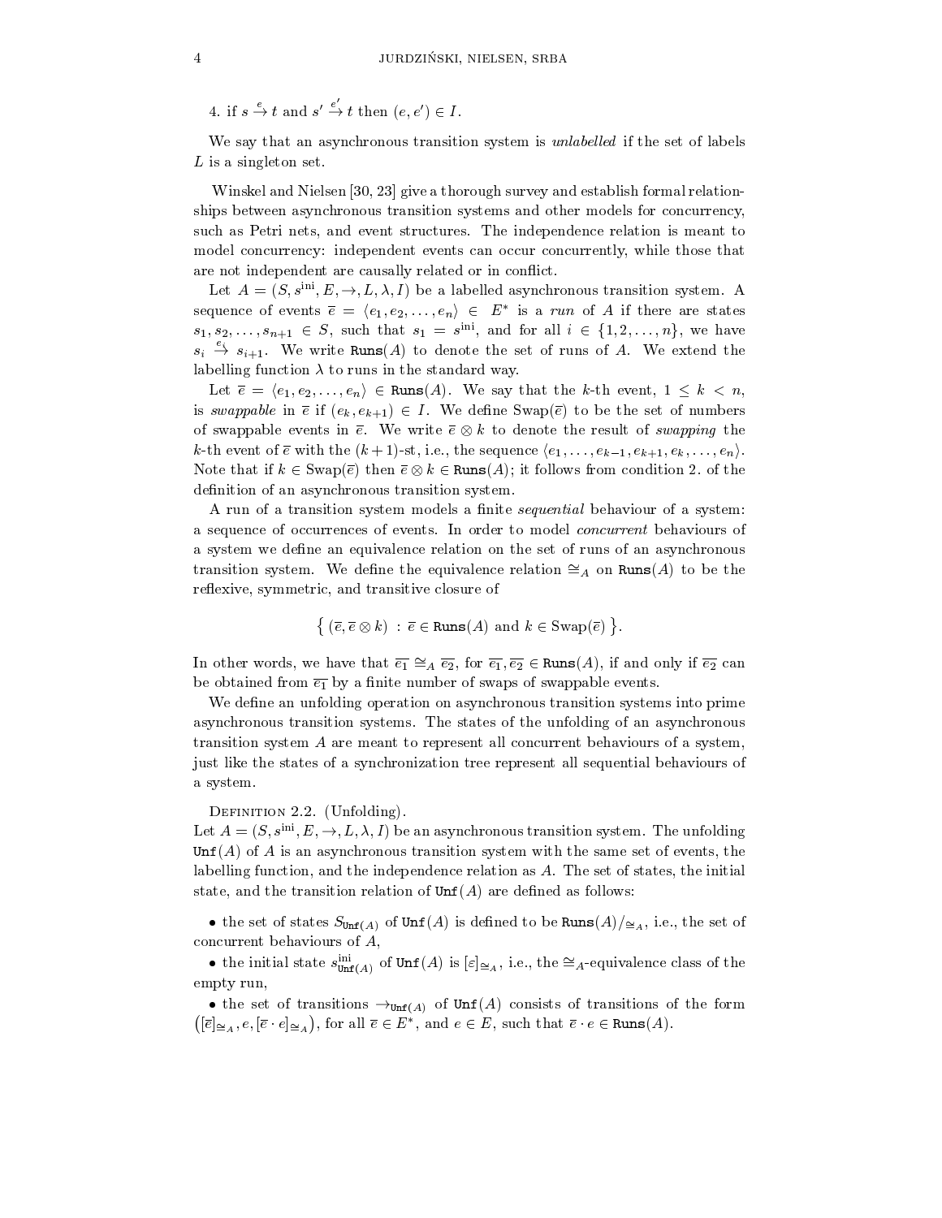4. if $s \xrightarrow{e} t$ and $s' \xrightarrow{e'} t$ then $(e, e') \in I$.

We say that an asynchronous transition system is *unlabelled* if the set of labels $L$ is a singleton set.

Winskel and Nielsen [30, 23] give a thorough survey and establish formal relationships between asynchronous transition systems and other models for concurrency, such as Petri nets, and event structures. The independence relation is meant to model concurrency: independent events can occur concurrently, while those that are not independent are causally related or in conflict.

Let $A = (S, s^{\text{ini}}, E, \to, L, \lambda, I)$ be a labelled asynchronous transition system. A sequence of events $\overline{e} = \langle e_1, e_2, \ldots, e_n \rangle \in E^*$ is a *run* of $A$ if there are states $s_1, s_2, \ldots, s_{n+1} \in S$, such that $s_1 = s^{\text{ini}}$, and for all $i \in \{1, 2, \ldots, n\}$, we have $s_i \xrightarrow{e_i} s_{i+1}$. We write $\texttt{Runs}(A)$ to denote the set of runs of $A$. We extend the labelling function $\lambda$ to runs in the standard way.

Let $\overline{e} = \langle e_1, e_2, \ldots, e_n \rangle \in \texttt{Runs}(A)$. We say that the $k$-th event, $1 \leq k < n$, is *swappable* in $\overline{e}$ if $(e_k, e_{k+1}) \in I$. We define $\text{Swap}(\overline{e})$ to be the set of numbers of swappable events in $\overline{e}$. We write $\overline{e} \otimes k$ to denote the result of *swapping* the $k$-th event of $\overline{e}$ with the $(k+1)$-st, i.e., the sequence $\langle e_1, \ldots, e_{k-1}, e_{k+1}, e_k, \ldots, e_n \rangle$. Note that if $k \in \text{Swap}(\overline{e})$ then $\overline{e} \otimes k \in \texttt{Runs}(A)$; it follows from condition 2. of the definition of an asynchronous transition system.

A run of a transition system models a finite *sequential* behaviour of a system: a sequence of occurrences of events. In order to model *concurrent* behaviours of a system we define an equivalence relation on the set of runs of an asynchronous transition system. We define the equivalence relation $\cong_A$ on $\texttt{Runs}(A)$ to be the reflexive, symmetric, and transitive closure of

$$\left\{ \, (\overline{e}, \overline{e} \otimes k) \; : \; \overline{e} \in \texttt{Runs}(A) \text{ and } k \in \text{Swap}(\overline{e}) \, \right\}.$$

In other words, we have that $\overline{e_1} \cong_A \overline{e_2}$, for $\overline{e_1}, \overline{e_2} \in \texttt{Runs}(A)$, if and only if $\overline{e_2}$ can be obtained from $\overline{e_1}$ by a finite number of swaps of swappable events.

We define an unfolding operation on asynchronous transition systems into prime asynchronous transition systems. The states of the unfolding of an asynchronous transition system $A$ are meant to represent all concurrent behaviours of a system, just like the states of a synchronization tree represent all sequential behaviours of a system.

Definition 2.2. (Unfolding).
Let $A = (S, s^{\text{ini}}, E, \to, L, \lambda, I)$ be an asynchronous transition system. The unfolding $\texttt{Unf}(A)$ of $A$ is an asynchronous transition system with the same set of events, the labelling function, and the independence relation as $A$. The set of states, the initial state, and the transition relation of $\texttt{Unf}(A)$ are defined as follows:

- the set of states $S_{\texttt{Unf}(A)}$ of $\texttt{Unf}(A)$ is defined to be $\texttt{Runs}(A)/_{\cong_A}$, i.e., the set of concurrent behaviours of $A$,
- the initial state $s^{\text{ini}}_{\texttt{Unf}(A)}$ of $\texttt{Unf}(A)$ is $[\varepsilon]_{\cong_A}$, i.e., the $\cong_A$-equivalence class of the empty run,
- the set of transitions $\to_{\texttt{Unf}(A)}$ of $\texttt{Unf}(A)$ consists of transitions of the form $\left([\overline{e}]_{\cong_A}, e, [\overline{e} \cdot e]_{\cong_A}\right)$, for all $\overline{e} \in E^*$, and $e \in E$, such that $\overline{e} \cdot e \in \texttt{Runs}(A)$.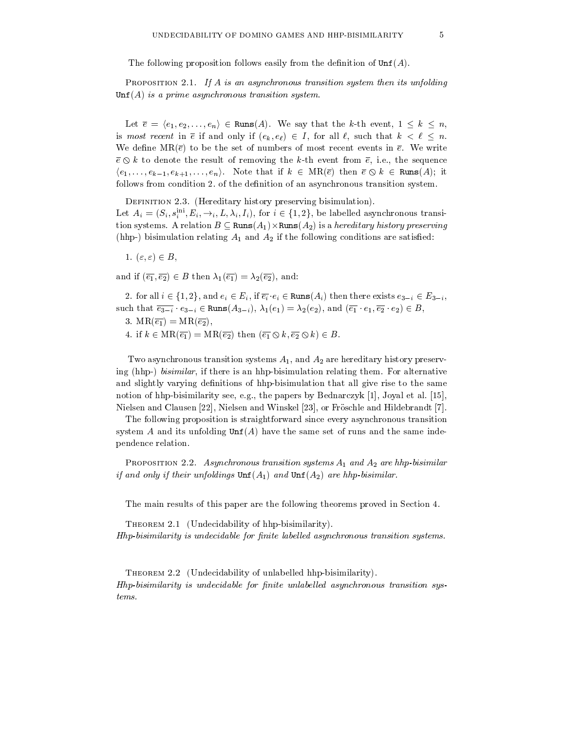The following proposition follows easily from the definition of $\texttt{Unf}(A)$.

Proposition 2.1. *If $A$ is an asynchronous transition system then its unfolding $\texttt{Unf}(A)$ is a prime asynchronous transition system.*

Let $\overline{e} = \langle e_1, e_2, \ldots, e_n \rangle \in \texttt{Runs}(A)$. We say that the $k$-th event, $1 \leq k \leq n$, is *most recent* in $\overline{e}$ if and only if $(e_k, e_\ell) \in I$, for all $\ell$, such that $k < \ell \leq n$. We define $\mathrm{MR}(\overline{e})$ to be the set of numbers of most recent events in $\overline{e}$. We write $\overline{e} \oslash k$ to denote the result of removing the $k$-th event from $\overline{e}$, i.e., the sequence $\langle e_1, \ldots, e_{k-1}, e_{k+1}, \ldots, e_n \rangle$. Note that if $k \in \mathrm{MR}(\overline{e})$ then $\overline{e} \oslash k \in \texttt{Runs}(A)$; it follows from condition 2. of the definition of an asynchronous transition system.

Definition 2.3. (Hereditary history preserving bisimulation).
Let $A_i = (S_i, s_i^{\mathrm{ini}}, E_i, \to_i, L, \lambda_i, I_i)$, for $i \in \{1, 2\}$, be labelled asynchronous transition systems. A relation $B \subseteq \texttt{Runs}(A_1) \times \texttt{Runs}(A_2)$ is a *hereditary history preserving* (hhp-) bisimulation relating $A_1$ and $A_2$ if the following conditions are satisfied:

1. $(\varepsilon, \varepsilon) \in B$,

and if $(\overline{e_1}, \overline{e_2}) \in B$ then $\lambda_1(\overline{e_1}) = \lambda_2(\overline{e_2})$, and:

2. for all $i \in \{1, 2\}$, and $e_i \in E_i$, if $\overline{e_i} \cdot e_i \in \texttt{Runs}(A_i)$ then there exists $e_{3-i} \in E_{3-i}$, such that $\overline{e_{3-i}} \cdot e_{3-i} \in \texttt{Runs}(A_{3-i})$, $\lambda_1(e_1) = \lambda_2(e_2)$, and $(\overline{e_1} \cdot e_1, \overline{e_2} \cdot e_2) \in B$,
3. $\mathrm{MR}(\overline{e_1}) = \mathrm{MR}(\overline{e_2})$,
4. if $k \in \mathrm{MR}(\overline{e_1}) = \mathrm{MR}(\overline{e_2})$ then $(\overline{e_1} \oslash k, \overline{e_2} \oslash k) \in B$.

Two asynchronous transition systems $A_1$, and $A_2$ are hereditary history preserving (hhp-) *bisimilar*, if there is an hhp-bisimulation relating them. For alternative and slightly varying definitions of hhp-bisimulation that all give rise to the same notion of hhp-bisimilarity see, e.g., the papers by Bednarczyk [1], Joyal et al. [15], Nielsen and Clausen [22], Nielsen and Winskel [23], or Fröschle and Hildebrandt [7].

The following proposition is straightforward since every asynchronous transition system $A$ and its unfolding $\texttt{Unf}(A)$ have the same set of runs and the same independence relation.

Proposition 2.2. *Asynchronous transition systems $A_1$ and $A_2$ are hhp-bisimilar if and only if their unfoldings $\texttt{Unf}(A_1)$ and $\texttt{Unf}(A_2)$ are hhp-bisimilar.*

The main results of this paper are the following theorems proved in Section 4.

Theorem 2.1 (Undecidability of hhp-bisimilarity).
*Hhp-bisimilarity is undecidable for finite labelled asynchronous transition systems.*

Theorem 2.2 (Undecidability of unlabelled hhp-bisimilarity).
*Hhp-bisimilarity is undecidable for finite unlabelled asynchronous transition systems.*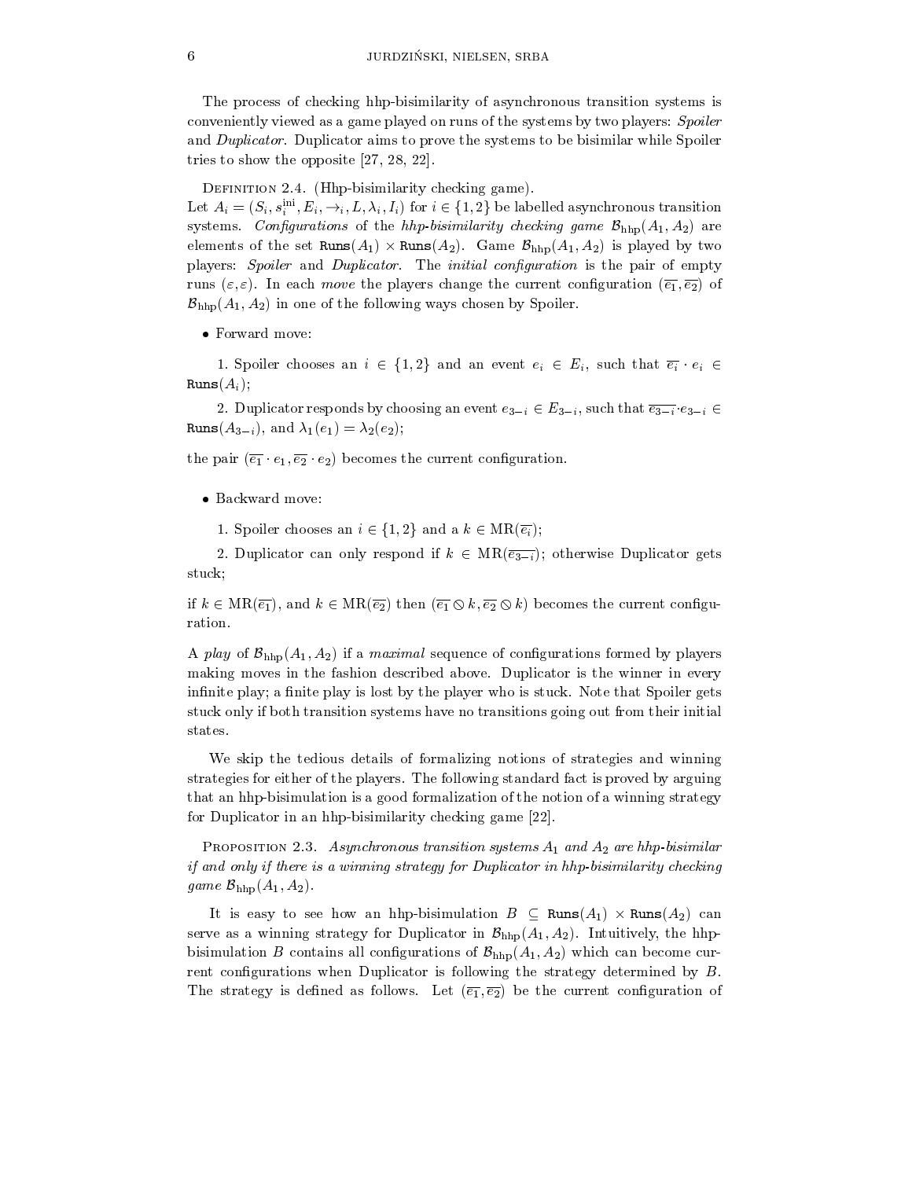The process of checking hhp-bisimilarity of asynchronous transition systems is conveniently viewed as a game played on runs of the systems by two players: *Spoiler* and *Duplicator*. Duplicator aims to prove the systems to be bisimilar while Spoiler tries to show the opposite [27, 28, 22].

Definition 2.4. (Hhp-bisimilarity checking game).
Let $A_i = (S_i, s_i^{\mathrm{ini}}, E_i, \to_i, L, \lambda_i, I_i)$ for $i \in \{1,2\}$ be labelled asynchronous transition systems. *Configurations* of the *hhp-bisimilarity checking game* $\mathcal{B}_{\mathrm{hhp}}(A_1, A_2)$ are elements of the set $\mathtt{Runs}(A_1) \times \mathtt{Runs}(A_2)$. Game $\mathcal{B}_{\mathrm{hhp}}(A_1, A_2)$ is played by two players: *Spoiler* and *Duplicator*. The *initial configuration* is the pair of empty runs $(\varepsilon, \varepsilon)$. In each *move* the players change the current configuration $(\overline{e_1}, \overline{e_2})$ of $\mathcal{B}_{\mathrm{hhp}}(A_1, A_2)$ in one of the following ways chosen by Spoiler.

- Forward move:

 1. Spoiler chooses an $i \in \{1,2\}$ and an event $e_i \in E_i$, such that $\overline{e_i} \cdot e_i \in \mathtt{Runs}(A_i)$;

 2. Duplicator responds by choosing an event $e_{3-i} \in E_{3-i}$, such that $\overline{e_{3-i}} \cdot e_{3-i} \in \mathtt{Runs}(A_{3-i})$, and $\lambda_1(e_1) = \lambda_2(e_2)$;

the pair $(\overline{e_1} \cdot e_1, \overline{e_2} \cdot e_2)$ becomes the current configuration.

- Backward move:

 1. Spoiler chooses an $i \in \{1,2\}$ and a $k \in \mathrm{MR}(\overline{e_i})$;

 2. Duplicator can only respond if $k \in \mathrm{MR}(\overline{e_{3-i}})$; otherwise Duplicator gets stuck;

if $k \in \mathrm{MR}(\overline{e_1})$, and $k \in \mathrm{MR}(\overline{e_2})$ then $(\overline{e_1} \oslash k, \overline{e_2} \oslash k)$ becomes the current configuration.

A *play* of $\mathcal{B}_{\mathrm{hhp}}(A_1, A_2)$ if a *maximal* sequence of configurations formed by players making moves in the fashion described above. Duplicator is the winner in every infinite play; a finite play is lost by the player who is stuck. Note that Spoiler gets stuck only if both transition systems have no transitions going out from their initial states.

We skip the tedious details of formalizing notions of strategies and winning strategies for either of the players. The following standard fact is proved by arguing that an hhp-bisimulation is a good formalization of the notion of a winning strategy for Duplicator in an hhp-bisimilarity checking game [22].

Proposition 2.3. *Asynchronous transition systems $A_1$ and $A_2$ are hhp-bisimilar if and only if there is a winning strategy for Duplicator in hhp-bisimilarity checking game $\mathcal{B}_{\mathrm{hhp}}(A_1, A_2)$.*

It is easy to see how an hhp-bisimulation $B \subseteq \mathtt{Runs}(A_1) \times \mathtt{Runs}(A_2)$ can serve as a winning strategy for Duplicator in $\mathcal{B}_{\mathrm{hhp}}(A_1, A_2)$. Intuitively, the hhp-bisimulation $B$ contains all configurations of $\mathcal{B}_{\mathrm{hhp}}(A_1, A_2)$ which can become current configurations when Duplicator is following the strategy determined by $B$. The strategy is defined as follows. Let $(\overline{e_1}, \overline{e_2})$ be the current configuration of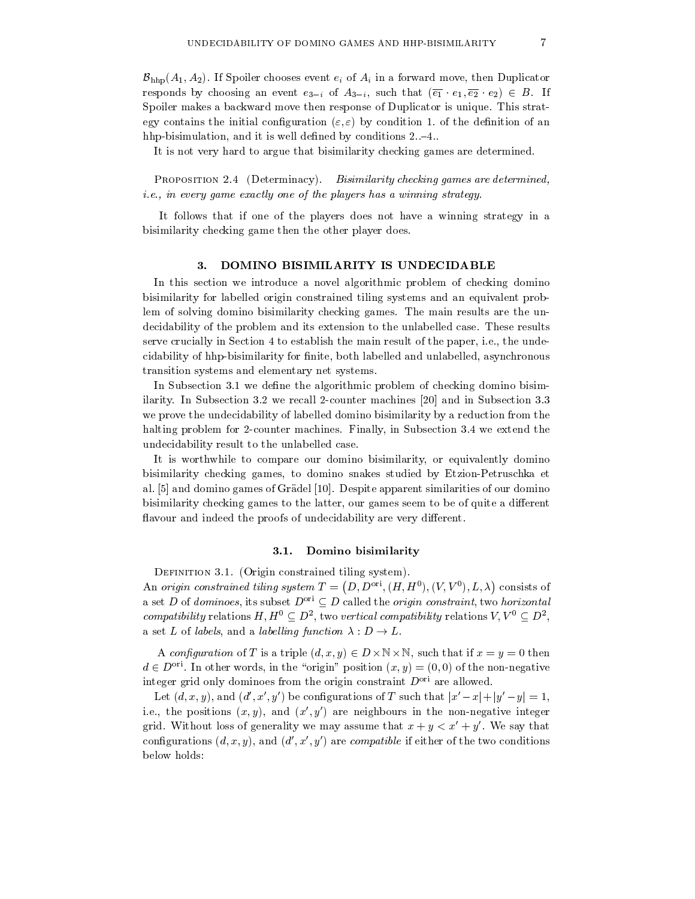$\mathcal{B}_{\text{hhp}}(A_1, A_2)$. If Spoiler chooses event $e_i$ of $A_i$ in a forward move, then Duplicator responds by choosing an event $e_{3-i}$ of $A_{3-i}$, such that $(\overline{e_1} \cdot e_1, \overline{e_2} \cdot e_2) \in B$. If Spoiler makes a backward move then response of Duplicator is unique. This strategy contains the initial configuration $(\varepsilon, \varepsilon)$ by condition 1. of the definition of an hhp-bisimulation, and it is well defined by conditions 2..–4..

It is not very hard to argue that bisimilarity checking games are determined.

Proposition 2.4 (Determinacy). *Bisimilarity checking games are determined, i.e., in every game exactly one of the players has a winning strategy.*

It follows that if one of the players does not have a winning strategy in a bisimilarity checking game then the other player does.

## 3. DOMINO BISIMILARITY IS UNDECIDABLE

In this section we introduce a novel algorithmic problem of checking domino bisimilarity for labelled origin constrained tiling systems and an equivalent problem of solving domino bisimilarity checking games. The main results are the undecidability of the problem and its extension to the unlabelled case. These results serve crucially in Section 4 to establish the main result of the paper, i.e., the undecidability of hhp-bisimilarity for finite, both labelled and unlabelled, asynchronous transition systems and elementary net systems.

In Subsection 3.1 we define the algorithmic problem of checking domino bisimilarity. In Subsection 3.2 we recall 2-counter machines [20] and in Subsection 3.3 we prove the undecidability of labelled domino bisimilarity by a reduction from the halting problem for 2-counter machines. Finally, in Subsection 3.4 we extend the undecidability result to the unlabelled case.

It is worthwhile to compare our domino bisimilarity, or equivalently domino bisimilarity checking games, to domino snakes studied by Etzion-Petruschka et al. [5] and domino games of Grädel [10]. Despite apparent similarities of our domino bisimilarity checking games to the latter, our games seem to be of quite a different flavour and indeed the proofs of undecidability are very different.

### 3.1. Domino bisimilarity

Definition 3.1. (Origin constrained tiling system).
An *origin constrained tiling system* $T = \big(D, D^{\text{ori}}, (H, H^0), (V, V^0), L, \lambda\big)$ consists of a set $D$ of *dominoes*, its subset $D^{\text{ori}} \subseteq D$ called the *origin constraint*, two *horizontal compatibility* relations $H, H^0 \subseteq D^2$, two *vertical compatibility* relations $V, V^0 \subseteq D^2$, a set $L$ of *labels*, and a *labelling function* $\lambda : D \to L$.

A *configuration* of $T$ is a triple $(d, x, y) \in D \times \mathbb{N} \times \mathbb{N}$, such that if $x = y = 0$ then $d \in D^{\text{ori}}$. In other words, in the "origin" position $(x, y) = (0, 0)$ of the non-negative integer grid only dominoes from the origin constraint $D^{\text{ori}}$ are allowed.

Let $(d, x, y)$, and $(d', x', y')$ be configurations of $T$ such that $|x' - x| + |y' - y| = 1$, i.e., the positions $(x, y)$, and $(x', y')$ are neighbours in the non-negative integer grid. Without loss of generality we may assume that $x + y < x' + y'$. We say that configurations $(d, x, y)$, and $(d', x', y')$ are *compatible* if either of the two conditions below holds: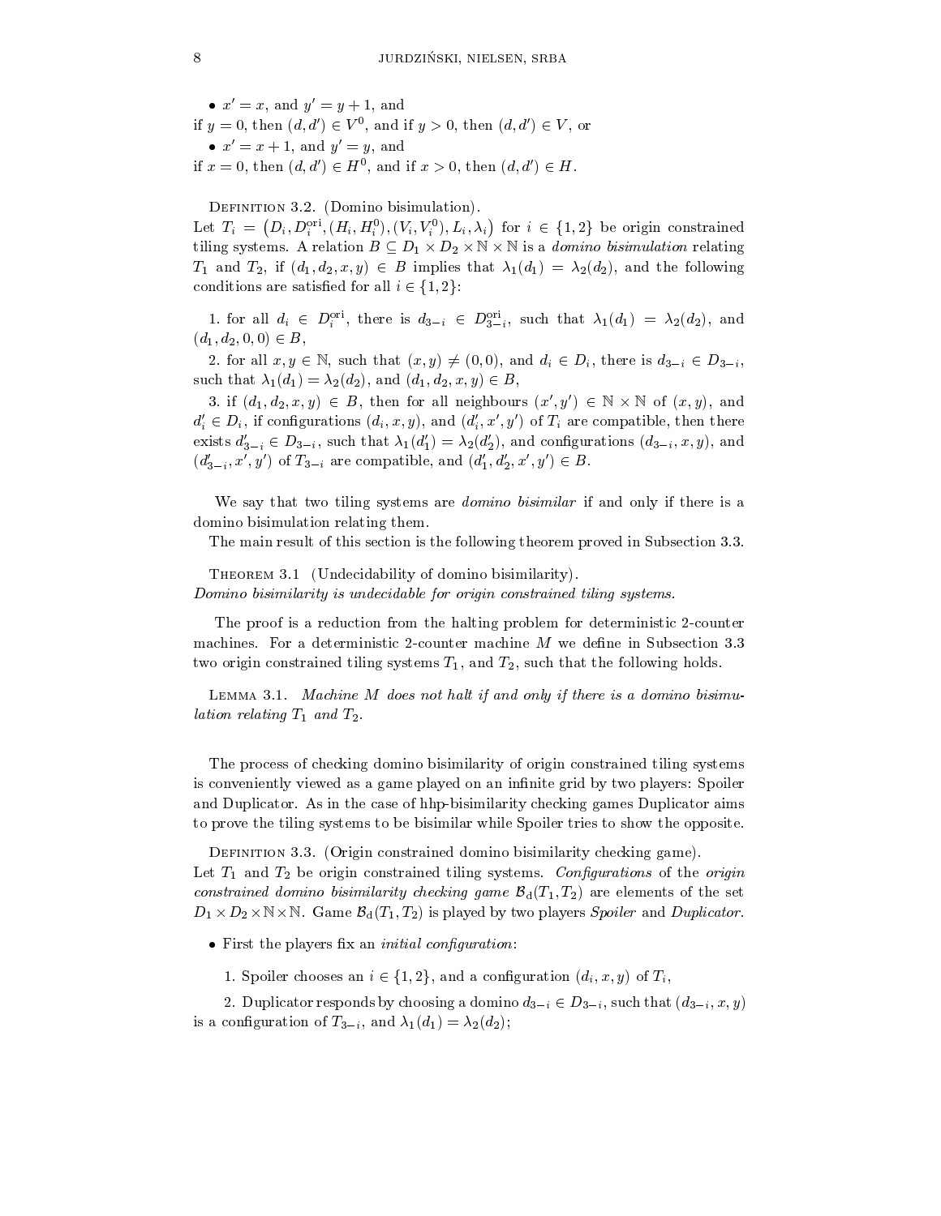- $x' = x$, and $y' = y + 1$, and

if $y = 0$, then $(d, d') \in V^0$, and if $y > 0$, then $(d, d') \in V$, or

- $x' = x + 1$, and $y' = y$, and

if $x = 0$, then $(d, d') \in H^0$, and if $x > 0$, then $(d, d') \in H$.

Definition 3.2. (Domino bisimulation).
Let $T_i = \big(D_i, D_i^{\rm ori}, (H_i, H_i^0), (V_i, V_i^0), L_i, \lambda_i\big)$ for $i \in \{1, 2\}$ be origin constrained tiling systems. A relation $B \subseteq D_1 \times D_2 \times \mathbb{N} \times \mathbb{N}$ is a *domino bisimulation* relating $T_1$ and $T_2$, if $(d_1, d_2, x, y) \in B$ implies that $\lambda_1(d_1) = \lambda_2(d_2)$, and the following conditions are satisfied for all $i \in \{1, 2\}$:

1. for all $d_i \in D_i^{\rm ori}$, there is $d_{3-i} \in D_{3-i}^{\rm ori}$, such that $\lambda_1(d_1) = \lambda_2(d_2)$, and $(d_1, d_2, 0, 0) \in B$,

2. for all $x, y \in \mathbb{N}$, such that $(x, y) \neq (0, 0)$, and $d_i \in D_i$, there is $d_{3-i} \in D_{3-i}$, such that $\lambda_1(d_1) = \lambda_2(d_2)$, and $(d_1, d_2, x, y) \in B$,

3. if $(d_1, d_2, x, y) \in B$, then for all neighbours $(x', y') \in \mathbb{N} \times \mathbb{N}$ of $(x, y)$, and $d'_i \in D_i$, if configurations $(d_i, x, y)$, and $(d'_i, x', y')$ of $T_i$ are compatible, then there exists $d'_{3-i} \in D_{3-i}$, such that $\lambda_1(d'_1) = \lambda_2(d'_2)$, and configurations $(d_{3-i}, x, y)$, and $(d'_{3-i}, x', y')$ of $T_{3-i}$ are compatible, and $(d'_1, d'_2, x', y') \in B$.

We say that two tiling systems are *domino bisimilar* if and only if there is a domino bisimulation relating them.

The main result of this section is the following theorem proved in Subsection 3.3.

Theorem 3.1 (Undecidability of domino bisimilarity).
*Domino bisimilarity is undecidable for origin constrained tiling systems.*

The proof is a reduction from the halting problem for deterministic 2-counter machines. For a deterministic 2-counter machine $M$ we define in Subsection 3.3 two origin constrained tiling systems $T_1$, and $T_2$, such that the following holds.

Lemma 3.1. *Machine $M$ does not halt if and only if there is a domino bisimulation relating $T_1$ and $T_2$.*

The process of checking domino bisimilarity of origin constrained tiling systems is conveniently viewed as a game played on an infinite grid by two players: Spoiler and Duplicator. As in the case of hhp-bisimilarity checking games Duplicator aims to prove the tiling systems to be bisimilar while Spoiler tries to show the opposite.

Definition 3.3. (Origin constrained domino bisimilarity checking game).
Let $T_1$ and $T_2$ be origin constrained tiling systems. *Configurations* of the *origin constrained domino bisimilarity checking game* $\mathcal{B}_{\rm d}(T_1, T_2)$ are elements of the set $D_1 \times D_2 \times \mathbb{N} \times \mathbb{N}$. Game $\mathcal{B}_{\rm d}(T_1, T_2)$ is played by two players *Spoiler* and *Duplicator*.

- First the players fix an *initial configuration*:

  1. Spoiler chooses an $i \in \{1, 2\}$, and a configuration $(d_i, x, y)$ of $T_i$,

  2. Duplicator responds by choosing a domino $d_{3-i} \in D_{3-i}$, such that $(d_{3-i}, x, y)$ is a configuration of $T_{3-i}$, and $\lambda_1(d_1) = \lambda_2(d_2)$;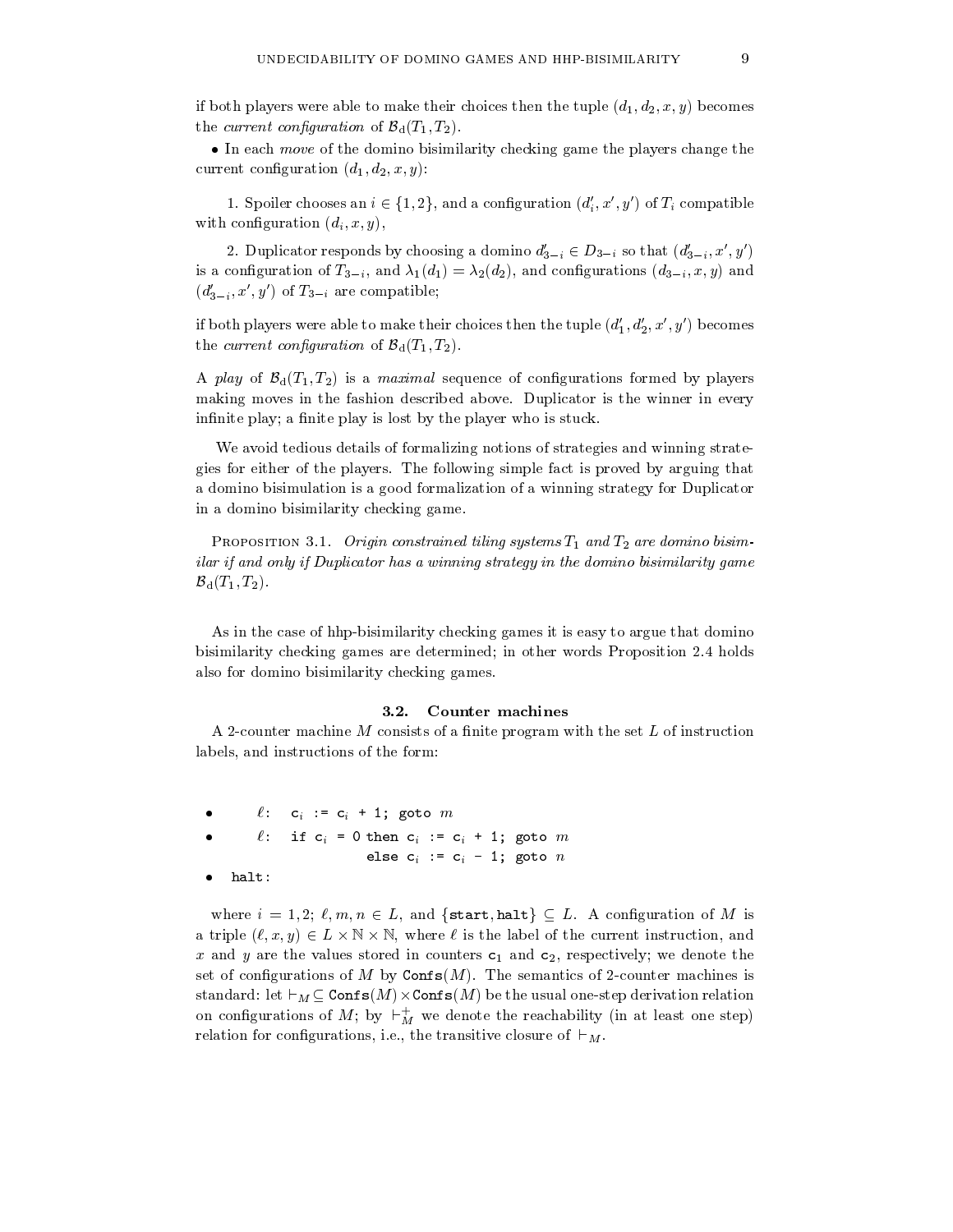if both players were able to make their choices then the tuple $(d_1, d_2, x, y)$ becomes the *current configuration* of $\mathcal{B}_{\rm d}(T_1, T_2)$.

• In each *move* of the domino bisimilarity checking game the players change the current configuration $(d_1, d_2, x, y)$:

1. Spoiler chooses an $i \in \{1, 2\}$, and a configuration $(d'_i, x', y')$ of $T_i$ compatible with configuration $(d_i, x, y)$,

2. Duplicator responds by choosing a domino $d'_{3-i} \in D_{3-i}$ so that $(d'_{3-i}, x', y')$ is a configuration of $T_{3-i}$, and $\lambda_1(d_1) = \lambda_2(d_2)$, and configurations $(d_{3-i}, x, y)$ and $(d'_{3-i}, x', y')$ of $T_{3-i}$ are compatible;

if both players were able to make their choices then the tuple $(d'_1, d'_2, x', y')$ becomes the *current configuration* of $\mathcal{B}_{\rm d}(T_1, T_2)$.

A *play* of $\mathcal{B}_{\rm d}(T_1, T_2)$ is a *maximal* sequence of configurations formed by players making moves in the fashion described above. Duplicator is the winner in every infinite play; a finite play is lost by the player who is stuck.

We avoid tedious details of formalizing notions of strategies and winning strategies for either of the players. The following simple fact is proved by arguing that a domino bisimulation is a good formalization of a winning strategy for Duplicator in a domino bisimilarity checking game.

Proposition 3.1. *Origin constrained tiling systems $T_1$ and $T_2$ are domino bisimilar if and only if Duplicator has a winning strategy in the domino bisimilarity game $\mathcal{B}_{\rm d}(T_1, T_2)$.*

As in the case of hhp-bisimilarity checking games it is easy to argue that domino bisimilarity checking games are determined; in other words Proposition 2.4 holds also for domino bisimilarity checking games.

### 3.2. Counter machines

A 2-counter machine $M$ consists of a finite program with the set $L$ of instruction labels, and instructions of the form:

- $\ell$: `c`$_i$ `:= c`$_i$ `+ 1; goto` $m$
- $\ell$: `if c`$_i$ `= 0 then c`$_i$ `:= c`$_i$ `+ 1; goto` $m$
  `else c`$_i$ `:= c`$_i$ `- 1; goto` $n$
- `halt`:

where $i = 1, 2$; $\ell, m, n \in L$, and $\{\texttt{start}, \texttt{halt}\} \subseteq L$. A configuration of $M$ is a triple $(\ell, x, y) \in L \times \mathbb{N} \times \mathbb{N}$, where $\ell$ is the label of the current instruction, and $x$ and $y$ are the values stored in counters $\texttt{c}_1$ and $\texttt{c}_2$, respectively; we denote the set of configurations of $M$ by $\texttt{Confs}(M)$. The semantics of 2-counter machines is standard: let $\vdash_M \subseteq \texttt{Confs}(M) \times \texttt{Confs}(M)$ be the usual one-step derivation relation on configurations of $M$; by $\vdash_M^+$ we denote the reachability (in at least one step) relation for configurations, i.e., the transitive closure of $\vdash_M$.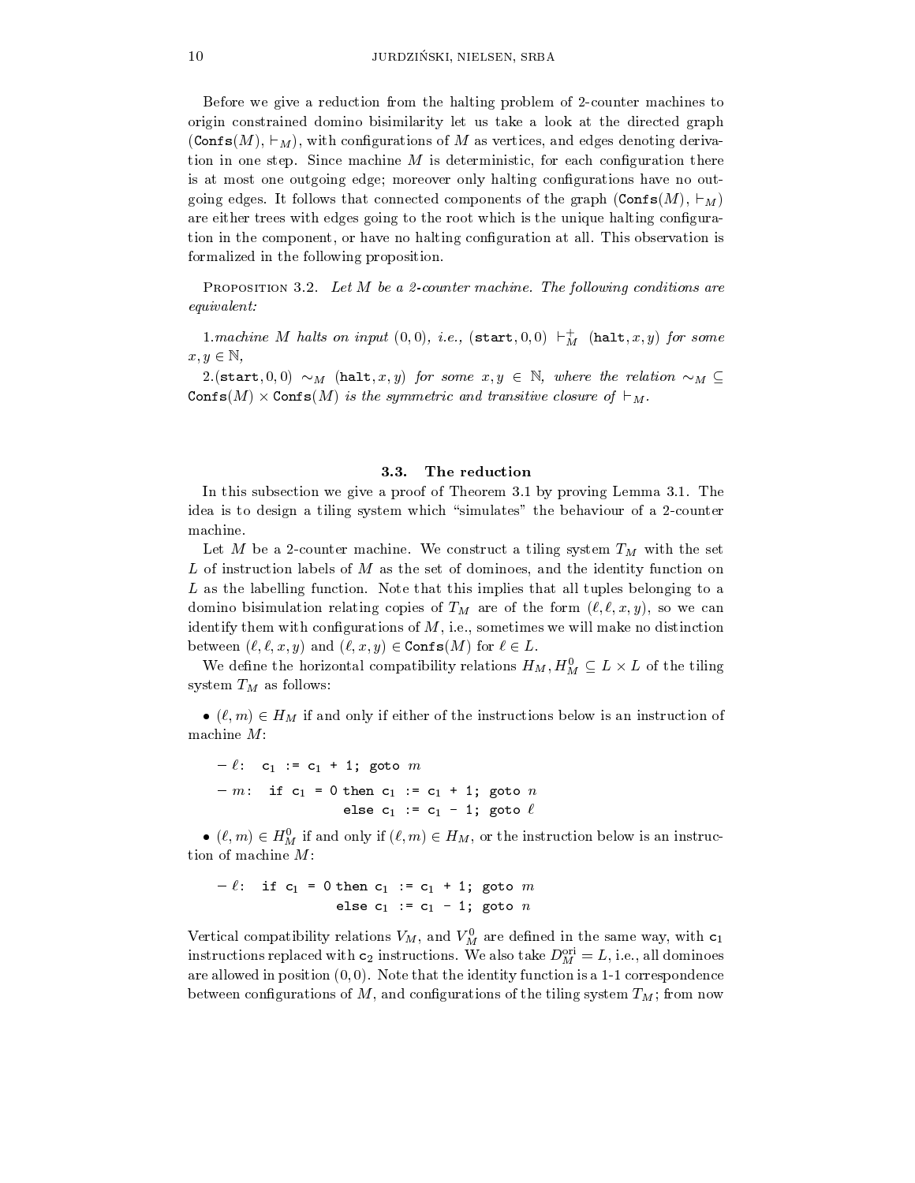Before we give a reduction from the halting problem of 2-counter machines to origin constrained domino bisimilarity let us take a look at the directed graph $(\texttt{Confs}(M), \vdash_M)$, with configurations of $M$ as vertices, and edges denoting derivation in one step. Since machine $M$ is deterministic, for each configuration there is at most one outgoing edge; moreover only halting configurations have no outgoing edges. It follows that connected components of the graph $(\texttt{Confs}(M), \vdash_M)$ are either trees with edges going to the root which is the unique halting configuration in the component, or have no halting configuration at all. This observation is formalized in the following proposition.

Proposition 3.2. *Let $M$ be a 2-counter machine. The following conditions are equivalent:*

1. *machine $M$ halts on input $(0,0)$, i.e., $(\texttt{start}, 0, 0) \vdash_M^+ (\texttt{halt}, x, y)$ for some $x, y \in \mathbb{N}$,*
2. *$(\texttt{start}, 0, 0) \sim_M (\texttt{halt}, x, y)$ for some $x, y \in \mathbb{N}$, where the relation $\sim_M \subseteq \texttt{Confs}(M) \times \texttt{Confs}(M)$ is the symmetric and transitive closure of $\vdash_M$.*

### 3.3. The reduction

In this subsection we give a proof of Theorem 3.1 by proving Lemma 3.1. The idea is to design a tiling system which "simulates" the behaviour of a 2-counter machine.

Let $M$ be a 2-counter machine. We construct a tiling system $T_M$ with the set $L$ of instruction labels of $M$ as the set of dominoes, and the identity function on $L$ as the labelling function. Note that this implies that all tuples belonging to a domino bisimulation relating copies of $T_M$ are of the form $(\ell, \ell, x, y)$, so we can identify them with configurations of $M$, i.e., sometimes we will make no distinction between $(\ell, \ell, x, y)$ and $(\ell, x, y) \in \texttt{Confs}(M)$ for $\ell \in L$.

We define the horizontal compatibility relations $H_M, H_M^0 \subseteq L \times L$ of the tiling system $T_M$ as follows:

- $(\ell, m) \in H_M$ if and only if either of the instructions below is an instruction of machine $M$:
  - $\ell$: `c1 := c1 + 1; goto` $m$
  - $m$: `if c1 = 0 then c1 := c1 + 1; goto` $n$
    `else c1 := c1 - 1; goto` $\ell$
- $(\ell, m) \in H_M^0$ if and only if $(\ell, m) \in H_M$, or the instruction below is an instruction of machine $M$:
  - $\ell$: `if c1 = 0 then c1 := c1 + 1; goto` $m$
    `else c1 := c1 - 1; goto` $n$

Vertical compatibility relations $V_M$, and $V_M^0$ are defined in the same way, with $\texttt{c}_1$ instructions replaced with $\texttt{c}_2$ instructions. We also take $D_M^{\text{ori}} = L$, i.e., all dominoes are allowed in position $(0,0)$. Note that the identity function is a 1-1 correspondence between configurations of $M$, and configurations of the tiling system $T_M$; from now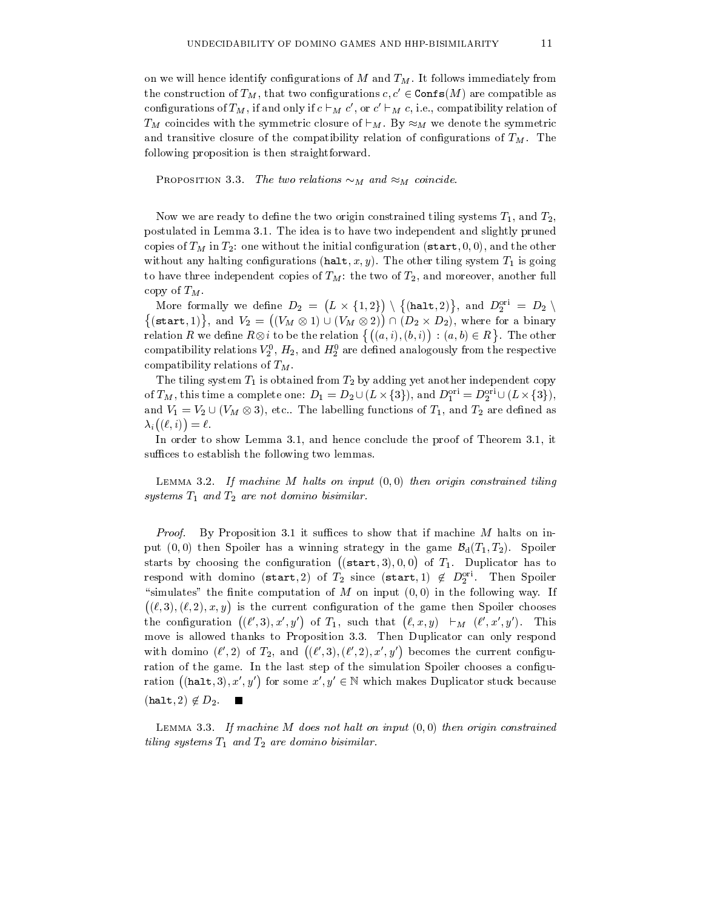on we will hence identify configurations of $M$ and $T_M$. It follows immediately from the construction of $T_M$, that two configurations $c, c' \in \texttt{Confs}(M)$ are compatible as configurations of $T_M$, if and only if $c \vdash_M c'$, or $c' \vdash_M c$, i.e., compatibility relation of $T_M$ coincides with the symmetric closure of $\vdash_M$. By $\approx_M$ we denote the symmetric and transitive closure of the compatibility relation of configurations of $T_M$. The following proposition is then straightforward.

PROPOSITION 3.3. *The two relations $\sim_M$ and $\approx_M$ coincide.*

Now we are ready to define the two origin constrained tiling systems $T_1$, and $T_2$, postulated in Lemma 3.1. The idea is to have two independent and slightly pruned copies of $T_M$ in $T_2$: one without the initial configuration $(\texttt{start}, 0, 0)$, and the other without any halting configurations $(\texttt{halt}, x, y)$. The other tiling system $T_1$ is going to have three independent copies of $T_M$: the two of $T_2$, and moreover, another full copy of $T_M$.

More formally we define $D_2 = \big(L \times \{1, 2\}\big) \setminus \big\{(\texttt{halt}, 2)\big\}$, and $D_2^{\text{ori}} = D_2 \setminus \big\{(\texttt{start}, 1)\big\}$, and $V_2 = \big((V_M \otimes 1) \cup (V_M \otimes 2)\big) \cap (D_2 \times D_2)$, where for a binary relation $R$ we define $R \otimes i$ to be the relation $\big\{ \big((a, i), (b, i)\big) : (a, b) \in R \big\}$. The other compatibility relations $V_2^0$, $H_2$, and $H_2^0$ are defined analogously from the respective compatibility relations of $T_M$.

The tiling system $T_1$ is obtained from $T_2$ by adding yet another independent copy of $T_M$, this time a complete one: $D_1 = D_2 \cup (L \times \{3\})$, and $D_1^{\text{ori}} = D_2^{\text{ori}} \cup (L \times \{3\})$, and $V_1 = V_2 \cup (V_M \otimes 3)$, etc.. The labelling functions of $T_1$, and $T_2$ are defined as $\lambda_i\big((\ell, i)\big) = \ell$.

In order to show Lemma 3.1, and hence conclude the proof of Theorem 3.1, it suffices to establish the following two lemmas.

LEMMA 3.2. *If machine $M$ halts on input $(0, 0)$ then origin constrained tiling systems $T_1$ and $T_2$ are not domino bisimilar.*

*Proof.* By Proposition 3.1 it suffices to show that if machine $M$ halts on input $(0, 0)$ then Spoiler has a winning strategy in the game $\mathcal{B}_{\text{d}}(T_1, T_2)$. Spoiler starts by choosing the configuration $\big((\texttt{start}, 3), 0, 0\big)$ of $T_1$. Duplicator has to respond with domino $(\texttt{start}, 2)$ of $T_2$ since $(\texttt{start}, 1) \notin D_2^{\text{ori}}$. Then Spoiler "simulates" the finite computation of $M$ on input $(0, 0)$ in the following way. If $\big((\ell, 3), (\ell, 2), x, y\big)$ is the current configuration of the game then Spoiler chooses the configuration $\big((\ell', 3), x', y'\big)$ of $T_1$, such that $\big(\ell, x, y\big) \vdash_M (\ell', x', y')$. This move is allowed thanks to Proposition 3.3. Then Duplicator can only respond with domino $(\ell', 2)$ of $T_2$, and $\big((\ell', 3), (\ell', 2), x', y'\big)$ becomes the current configuration of the game. In the last step of the simulation Spoiler chooses a configuration $\big((\texttt{halt}, 3), x', y'\big)$ for some $x', y' \in \mathbb{N}$ which makes Duplicator stuck because $(\texttt{halt}, 2) \notin D_2$. ∎

LEMMA 3.3. *If machine $M$ does not halt on input $(0, 0)$ then origin constrained tiling systems $T_1$ and $T_2$ are domino bisimilar.*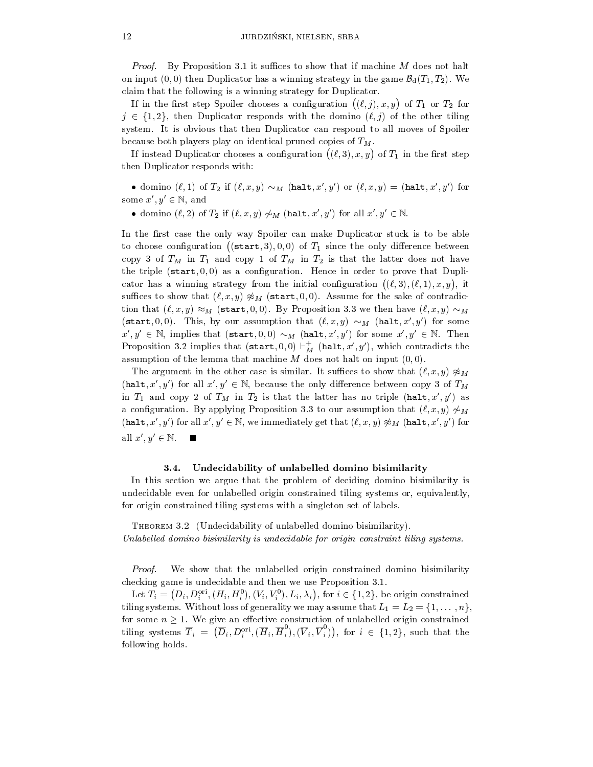*Proof.* By Proposition 3.1 it suffices to show that if machine $M$ does not halt on input $(0,0)$ then Duplicator has a winning strategy in the game $\mathcal{B}_{\rm d}(T_1,T_2)$. We claim that the following is a winning strategy for Duplicator.

If in the first step Spoiler chooses a configuration $\big((\ell,j),x,y\big)$ of $T_1$ or $T_2$ for $j \in \{1,2\}$, then Duplicator responds with the domino $(\ell,j)$ of the other tiling system. It is obvious that then Duplicator can respond to all moves of Spoiler because both players play on identical pruned copies of $T_M$.

If instead Duplicator chooses a configuration $\big((\ell,3),x,y\big)$ of $T_1$ in the first step then Duplicator responds with:

- domino $(\ell,1)$ of $T_2$ if $(\ell,x,y) \sim_M (\texttt{halt},x',y')$ or $(\ell,x,y) = (\texttt{halt},x',y')$ for some $x',y' \in \mathbb{N}$, and
- domino $(\ell,2)$ of $T_2$ if $(\ell,x,y) \not\sim_M (\texttt{halt},x',y')$ for all $x',y' \in \mathbb{N}$.

In the first case the only way Spoiler can make Duplicator stuck is to be able to choose configuration $\big((\texttt{start},3),0,0\big)$ of $T_1$ since the only difference between copy 3 of $T_M$ in $T_1$ and copy 1 of $T_M$ in $T_2$ is that the latter does not have the triple $(\texttt{start},0,0)$ as a configuration. Hence in order to prove that Duplicator has a winning strategy from the initial configuration $\big((\ell,3),(\ell,1),x,y\big)$, it suffices to show that $(\ell,x,y) \not\approx_M (\texttt{start},0,0)$. Assume for the sake of contradiction that $(\ell,x,y) \approx_M (\texttt{start},0,0)$. By Proposition 3.3 we then have $(\ell,x,y) \sim_M (\texttt{start},0,0)$. This, by our assumption that $(\ell,x,y) \sim_M (\texttt{halt},x',y')$ for some $x',y' \in \mathbb{N}$, implies that $(\texttt{start},0,0) \sim_M (\texttt{halt},x',y')$ for some $x',y' \in \mathbb{N}$. Then Proposition 3.2 implies that $(\texttt{start},0,0) \vdash_M^{+} (\texttt{halt},x',y')$, which contradicts the assumption of the lemma that machine $M$ does not halt on input $(0,0)$.

The argument in the other case is similar. It suffices to show that $(\ell,x,y) \not\approx_M (\texttt{halt},x',y')$ for all $x',y' \in \mathbb{N}$, because the only difference between copy 3 of $T_M$ in $T_1$ and copy 2 of $T_M$ in $T_2$ is that the latter has no triple $(\texttt{halt},x',y')$ as a configuration. By applying Proposition 3.3 to our assumption that $(\ell,x,y) \not\sim_M (\texttt{halt},x',y')$ for all $x',y' \in \mathbb{N}$, we immediately get that $(\ell,x,y) \not\approx_M (\texttt{halt},x',y')$ for all $x',y' \in \mathbb{N}$. ■

### 3.4. Undecidability of unlabelled domino bisimilarity

In this section we argue that the problem of deciding domino bisimilarity is undecidable even for unlabelled origin constrained tiling systems or, equivalently, for origin constrained tiling systems with a singleton set of labels.

**Theorem 3.2** (Undecidability of unlabelled domino bisimilarity). *Unlabelled domino bisimilarity is undecidable for origin constraint tiling systems.*

*Proof.* We show that the unlabelled origin constrained domino bisimilarity checking game is undecidable and then we use Proposition 3.1.

Let $T_i = \big(D_i, D_i^{\rm ori}, (H_i, H_i^0), (V_i, V_i^0), L_i, \lambda_i\big)$, for $i \in \{1,2\}$, be origin constrained tiling systems. Without loss of generality we may assume that $L_1 = L_2 = \{1,\ldots,n\}$, for some $n \geq 1$. We give an effective construction of unlabelled origin constrained tiling systems $\overline{T}_i = \big(\overline{D}_i, D_i^{\rm ori}, (\overline{H}_i, \overline{H}_i^0), (\overline{V}_i, \overline{V}_i^0)\big)$, for $i \in \{1,2\}$, such that the following holds.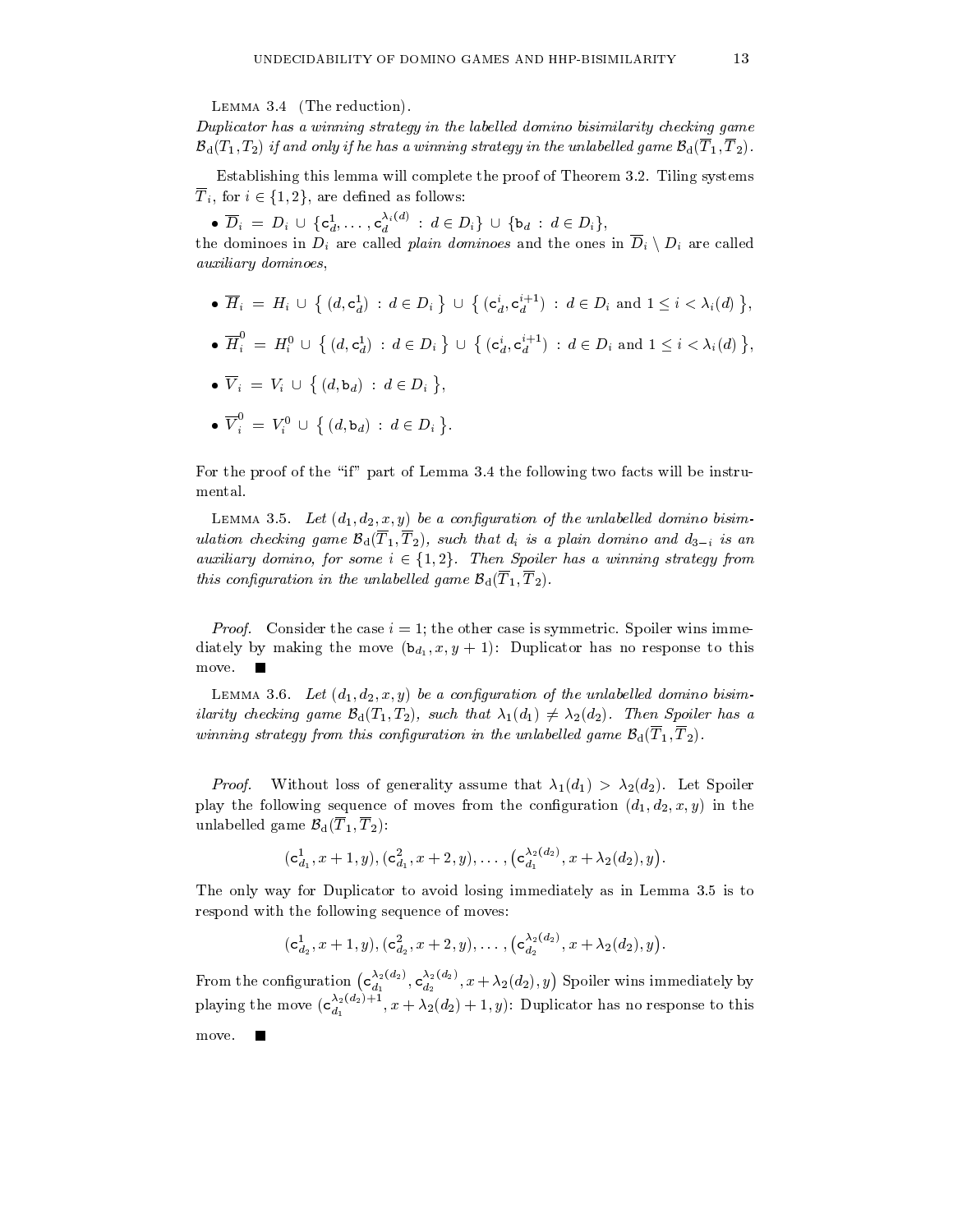Lemma 3.4 (The reduction).
*Duplicator has a winning strategy in the labelled domino bisimilarity checking game $\mathcal{B}_{\mathrm{d}}(T_1, T_2)$ if and only if he has a winning strategy in the unlabelled game $\mathcal{B}_{\mathrm{d}}(\overline{T}_1, \overline{T}_2)$.*

Establishing this lemma will complete the proof of Theorem 3.2. Tiling systems $\overline{T}_i$, for $i \in \{1, 2\}$, are defined as follows:

- $\overline{D}_i = D_i \cup \{\mathtt{c}_d^1, \ldots, \mathtt{c}_d^{\lambda_i(d)} : d \in D_i\} \cup \{\mathtt{b}_d : d \in D_i\}$,

the dominoes in $D_i$ are called *plain dominoes* and the ones in $\overline{D}_i \setminus D_i$ are called *auxiliary dominoes*,

- $\overline{H}_i = H_i \cup \{ (d, \mathtt{c}_d^1) : d \in D_i \} \cup \{ (\mathtt{c}_d^i, \mathtt{c}_d^{i+1}) : d \in D_i \text{ and } 1 \leq i < \lambda_i(d) \}$,
- $\overline{H}_i^0 = H_i^0 \cup \{ (d, \mathtt{c}_d^1) : d \in D_i \} \cup \{ (\mathtt{c}_d^i, \mathtt{c}_d^{i+1}) : d \in D_i \text{ and } 1 \leq i < \lambda_i(d) \}$,
- $\overline{V}_i = V_i \cup \{ (d, \mathtt{b}_d) : d \in D_i \}$,
- $\overline{V}_i^0 = V_i^0 \cup \{ (d, \mathtt{b}_d) : d \in D_i \}$.

For the proof of the "if" part of Lemma 3.4 the following two facts will be instrumental.

Lemma 3.5. *Let $(d_1, d_2, x, y)$ be a configuration of the unlabelled domino bisimulation checking game $\mathcal{B}_{\mathrm{d}}(\overline{T}_1, \overline{T}_2)$, such that $d_i$ is a plain domino and $d_{3-i}$ is an auxiliary domino, for some $i \in \{1, 2\}$. Then Spoiler has a winning strategy from this configuration in the unlabelled game $\mathcal{B}_{\mathrm{d}}(\overline{T}_1, \overline{T}_2)$.*

*Proof.* Consider the case $i = 1$; the other case is symmetric. Spoiler wins immediately by making the move $(\mathtt{b}_{d_1}, x, y+1)$: Duplicator has no response to this move. ■

Lemma 3.6. *Let $(d_1, d_2, x, y)$ be a configuration of the unlabelled domino bisimilarity checking game $\mathcal{B}_{\mathrm{d}}(T_1, T_2)$, such that $\lambda_1(d_1) \neq \lambda_2(d_2)$. Then Spoiler has a winning strategy from this configuration in the unlabelled game $\mathcal{B}_{\mathrm{d}}(\overline{T}_1, \overline{T}_2)$.*

*Proof.* Without loss of generality assume that $\lambda_1(d_1) > \lambda_2(d_2)$. Let Spoiler play the following sequence of moves from the configuration $(d_1, d_2, x, y)$ in the unlabelled game $\mathcal{B}_{\mathrm{d}}(\overline{T}_1, \overline{T}_2)$:

$$(\mathtt{c}_{d_1}^1, x+1, y), (\mathtt{c}_{d_1}^2, x+2, y), \ldots, \left(\mathtt{c}_{d_1}^{\lambda_2(d_2)}, x+\lambda_2(d_2), y\right).$$

The only way for Duplicator to avoid losing immediately as in Lemma 3.5 is to respond with the following sequence of moves:

$$(\mathtt{c}_{d_2}^1, x+1, y), (\mathtt{c}_{d_2}^2, x+2, y), \ldots, \left(\mathtt{c}_{d_2}^{\lambda_2(d_2)}, x+\lambda_2(d_2), y\right).$$

From the configuration $\left(\mathtt{c}_{d_1}^{\lambda_2(d_2)}, \mathtt{c}_{d_2}^{\lambda_2(d_2)}, x+\lambda_2(d_2), y\right)$ Spoiler wins immediately by playing the move $(\mathtt{c}_{d_1}^{\lambda_2(d_2)+1}, x+\lambda_2(d_2)+1, y)$: Duplicator has no response to this move. ■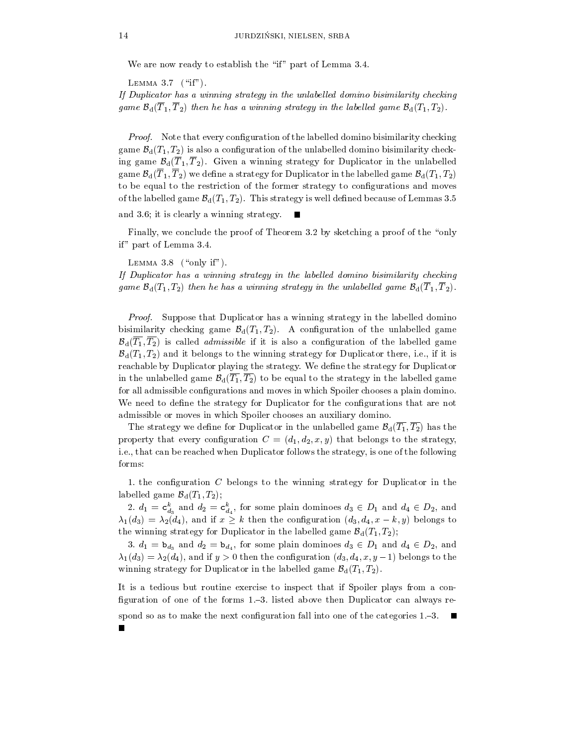We are now ready to establish the "if" part of Lemma 3.4.

Lemma 3.7 ("if").
*If Duplicator has a winning strategy in the unlabelled domino bisimilarity checking game $\mathcal{B}_{\rm d}(\overline{T}_1, \overline{T}_2)$ then he has a winning strategy in the labelled game $\mathcal{B}_{\rm d}(T_1, T_2)$.*

*Proof.* Note that every configuration of the labelled domino bisimilarity checking game $\mathcal{B}_{\rm d}(T_1, T_2)$ is also a configuration of the unlabelled domino bisimilarity checking game $\mathcal{B}_{\rm d}(\overline{T}_1, \overline{T}_2)$. Given a winning strategy for Duplicator in the unlabelled game $\mathcal{B}_{\rm d}(\overline{T}_1, \overline{T}_2)$ we define a strategy for Duplicator in the labelled game $\mathcal{B}_{\rm d}(T_1, T_2)$ to be equal to the restriction of the former strategy to configurations and moves of the labelled game $\mathcal{B}_{\rm d}(T_1, T_2)$. This strategy is well defined because of Lemmas 3.5 and 3.6; it is clearly a winning strategy. ∎

Finally, we conclude the proof of Theorem 3.2 by sketching a proof of the "only if" part of Lemma 3.4.

Lemma 3.8 ("only if").
*If Duplicator has a winning strategy in the labelled domino bisimilarity checking game $\mathcal{B}_{\rm d}(T_1, T_2)$ then he has a winning strategy in the unlabelled game $\mathcal{B}_{\rm d}(\overline{T}_1, \overline{T}_2)$.*

*Proof.* Suppose that Duplicator has a winning strategy in the labelled domino bisimilarity checking game $\mathcal{B}_{\rm d}(T_1, T_2)$. A configuration of the unlabelled game $\mathcal{B}_{\rm d}(\overline{T_1}, \overline{T_2})$ is called *admissible* if it is also a configuration of the labelled game $\mathcal{B}_{\rm d}(T_1, T_2)$ and it belongs to the winning strategy for Duplicator there, i.e., if it is reachable by Duplicator playing the strategy. We define the strategy for Duplicator in the unlabelled game $\mathcal{B}_{\rm d}(\overline{T_1}, \overline{T_2})$ to be equal to the strategy in the labelled game for all admissible configurations and moves in which Spoiler chooses a plain domino. We need to define the strategy for Duplicator for the configurations that are not admissible or moves in which Spoiler chooses an auxiliary domino.

The strategy we define for Duplicator in the unlabelled game $\mathcal{B}_{\rm d}(\overline{T_1}, \overline{T_2})$ has the property that every configuration $C = (d_1, d_2, x, y)$ that belongs to the strategy, i.e., that can be reached when Duplicator follows the strategy, is one of the following forms:

1. the configuration $C$ belongs to the winning strategy for Duplicator in the labelled game $\mathcal{B}_{\rm d}(T_1, T_2)$;

2. $d_1 = \mathsf{c}^k_{d_3}$ and $d_2 = \mathsf{c}^k_{d_4}$, for some plain dominoes $d_3 \in D_1$ and $d_4 \in D_2$, and $\lambda_1(d_3) = \lambda_2(d_4)$, and if $x \geq k$ then the configuration $(d_3, d_4, x-k, y)$ belongs to the winning strategy for Duplicator in the labelled game $\mathcal{B}_{\rm d}(T_1, T_2)$;

3. $d_1 = \mathsf{b}_{d_3}$ and $d_2 = \mathsf{b}_{d_4}$, for some plain dominoes $d_3 \in D_1$ and $d_4 \in D_2$, and $\lambda_1(d_3) = \lambda_2(d_4)$, and if $y > 0$ then the configuration $(d_3, d_4, x, y-1)$ belongs to the winning strategy for Duplicator in the labelled game $\mathcal{B}_{\rm d}(T_1, T_2)$.

It is a tedious but routine exercise to inspect that if Spoiler plays from a configuration of one of the forms 1.–3. listed above then Duplicator can always respond so as to make the next configuration fall into one of the categories 1.–3. ∎
∎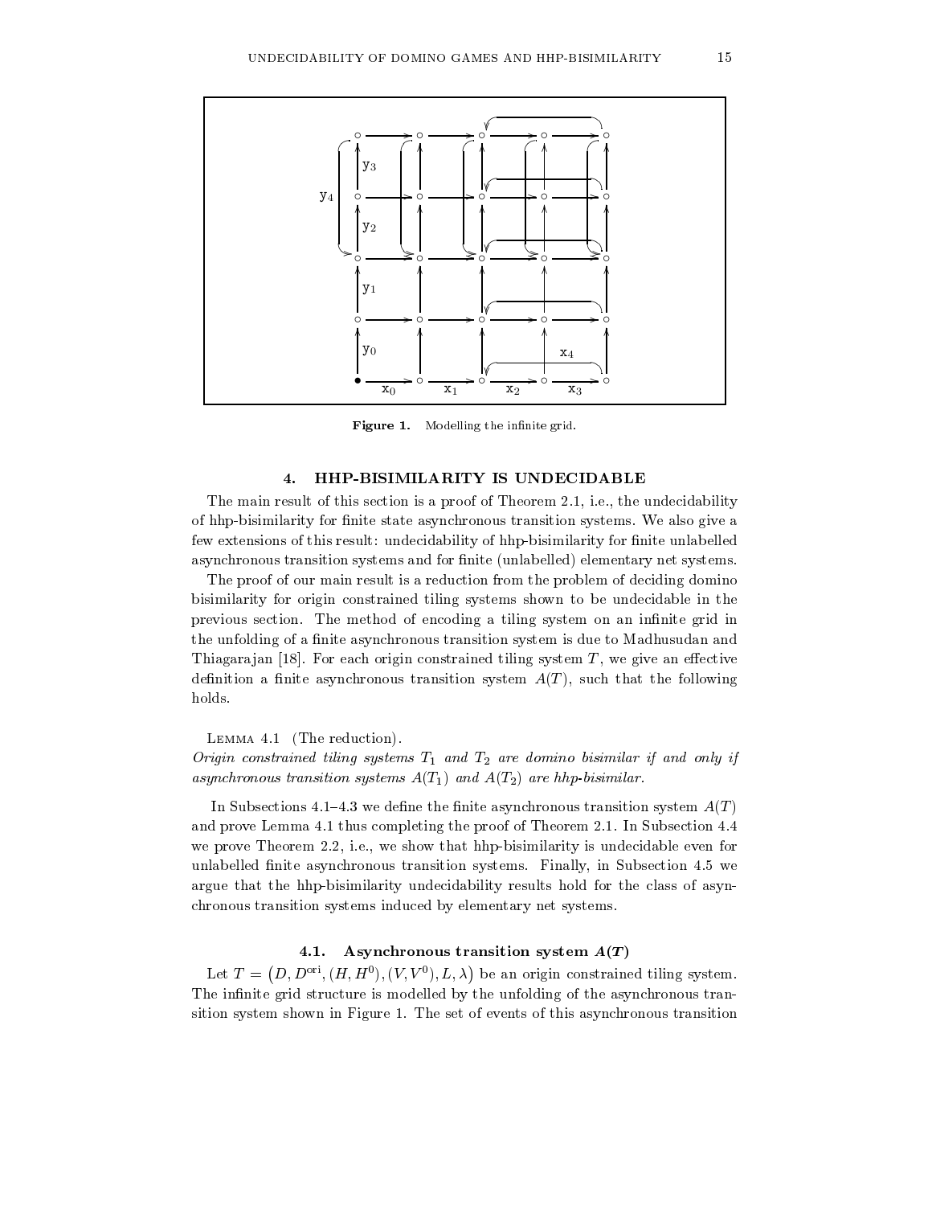**Figure 1.** Modelling the infinite grid.

## 4. HHP-BISIMILARITY IS UNDECIDABLE

The main result of this section is a proof of Theorem 2.1, i.e., the undecidability of hhp-bisimilarity for finite state asynchronous transition systems. We also give a few extensions of this result: undecidability of hhp-bisimilarity for finite unlabelled asynchronous transition systems and for finite (unlabelled) elementary net systems.

The proof of our main result is a reduction from the problem of deciding domino bisimilarity for origin constrained tiling systems shown to be undecidable in the previous section. The method of encoding a tiling system on an infinite grid in the unfolding of a finite asynchronous transition system is due to Madhusudan and Thiagarajan [18]. For each origin constrained tiling system $T$, we give an effective definition a finite asynchronous transition system $A(T)$, such that the following holds.

Lemma 4.1 (The reduction).
*Origin constrained tiling systems $T_1$ and $T_2$ are domino bisimilar if and only if asynchronous transition systems $A(T_1)$ and $A(T_2)$ are hhp-bisimilar.*

In Subsections 4.1–4.3 we define the finite asynchronous transition system $A(T)$ and prove Lemma 4.1 thus completing the proof of Theorem 2.1. In Subsection 4.4 we prove Theorem 2.2, i.e., we show that hhp-bisimilarity is undecidable even for unlabelled finite asynchronous transition systems. Finally, in Subsection 4.5 we argue that the hhp-bisimilarity undecidability results hold for the class of asynchronous transition systems induced by elementary net systems.

### 4.1. Asynchronous transition system $A(T)$

Let $T = \big(D, D^{\mathrm{ori}}, (H, H^0), (V, V^0), L, \lambda\big)$ be an origin constrained tiling system. The infinite grid structure is modelled by the unfolding of the asynchronous transition system shown in Figure 1. The set of events of this asynchronous transition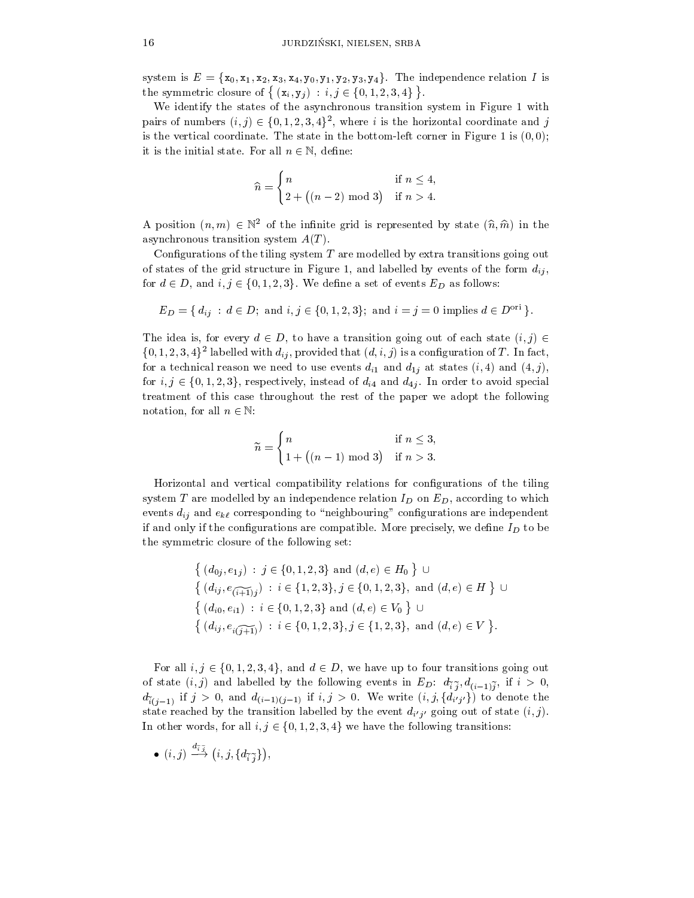system is $E = \{\mathtt{x}_0, \mathtt{x}_1, \mathtt{x}_2, \mathtt{x}_3, \mathtt{x}_4, \mathtt{y}_0, \mathtt{y}_1, \mathtt{y}_2, \mathtt{y}_3, \mathtt{y}_4\}$. The independence relation $I$ is the symmetric closure of $\{ (\mathtt{x}_i, \mathtt{y}_j) : i, j \in \{0, 1, 2, 3, 4\} \}$.

We identify the states of the asynchronous transition system in Figure 1 with pairs of numbers $(i, j) \in \{0, 1, 2, 3, 4\}^2$, where $i$ is the horizontal coordinate and $j$ is the vertical coordinate. The state in the bottom-left corner in Figure 1 is $(0, 0)$; it is the initial state. For all $n \in \mathbb{N}$, define:

$$\widehat{n} = \begin{cases} n & \text{if } n \leq 4, \\ 2 + \big((n-2) \bmod 3\big) & \text{if } n > 4. \end{cases}$$

A position $(n, m) \in \mathbb{N}^2$ of the infinite grid is represented by state $(\widehat{n}, \widehat{m})$ in the asynchronous transition system $A(T)$.

Configurations of the tiling system $T$ are modelled by extra transitions going out of states of the grid structure in Figure 1, and labelled by events of the form $d_{ij}$, for $d \in D$, and $i, j \in \{0, 1, 2, 3\}$. We define a set of events $E_D$ as follows:

$$E_D = \{ d_{ij} \ : \ d \in D; \text{ and } i, j \in \{0, 1, 2, 3\}; \text{ and } i = j = 0 \text{ implies } d \in D^{\mathrm{ori}} \}.$$

The idea is, for every $d \in D$, to have a transition going out of each state $(i, j) \in \{0, 1, 2, 3, 4\}^2$ labelled with $d_{ij}$, provided that $(d, i, j)$ is a configuration of $T$. In fact, for a technical reason we need to use events $d_{i1}$ and $d_{1j}$ at states $(i, 4)$ and $(4, j)$, for $i, j \in \{0, 1, 2, 3\}$, respectively, instead of $d_{i4}$ and $d_{4j}$. In order to avoid special treatment of this case throughout the rest of the paper we adopt the following notation, for all $n \in \mathbb{N}$:

$$\widetilde{n} = \begin{cases} n & \text{if } n \leq 3, \\ 1 + \big((n-1) \bmod 3\big) & \text{if } n > 3. \end{cases}$$

Horizontal and vertical compatibility relations for configurations of the tiling system $T$ are modelled by an independence relation $I_D$ on $E_D$, according to which events $d_{ij}$ and $e_{k\ell}$ corresponding to "neighbouring" configurations are independent if and only if the configurations are compatible. More precisely, we define $I_D$ to be the symmetric closure of the following set:

$$\begin{aligned}
&\{ (d_{0j}, e_{1j}) \ : \ j \in \{0, 1, 2, 3\} \text{ and } (d, e) \in H_0 \ \} \ \cup \\
&\{ (d_{ij}, e_{\widetilde{(i+1)}j}) \ : \ i \in \{1, 2, 3\}, j \in \{0, 1, 2, 3\}, \text{ and } (d, e) \in H \ \} \ \cup \\
&\{ (d_{i0}, e_{i1}) \ : \ i \in \{0, 1, 2, 3\} \text{ and } (d, e) \in V_0 \ \} \ \cup \\
&\{ (d_{ij}, e_{i\widetilde{(j+1)}}) \ : \ i \in \{0, 1, 2, 3\}, j \in \{1, 2, 3\}, \text{ and } (d, e) \in V \ \}.
\end{aligned}$$

For all $i, j \in \{0, 1, 2, 3, 4\}$, and $d \in D$, we have up to four transitions going out of state $(i, j)$ and labelled by the following events in $E_D$: $d_{\widetilde{i}\,\widetilde{j}}, d_{(i-1)\widetilde{j}}$, if $i > 0$, $d_{\widetilde{i}(j-1)}$ if $j > 0$, and $d_{(i-1)(j-1)}$ if $i, j > 0$. We write $(i, j, \{d_{i'j'}\})$ to denote the state reached by the transition labelled by the event $d_{i'j'}$ going out of state $(i, j)$. In other words, for all $i, j \in \{0, 1, 2, 3, 4\}$ we have the following transitions:

- $(i, j) \xrightarrow{d_{\widetilde{i}\,\widetilde{j}}} \big(i, j, \{d_{\widetilde{i}\,\widetilde{j}}\}\big)$,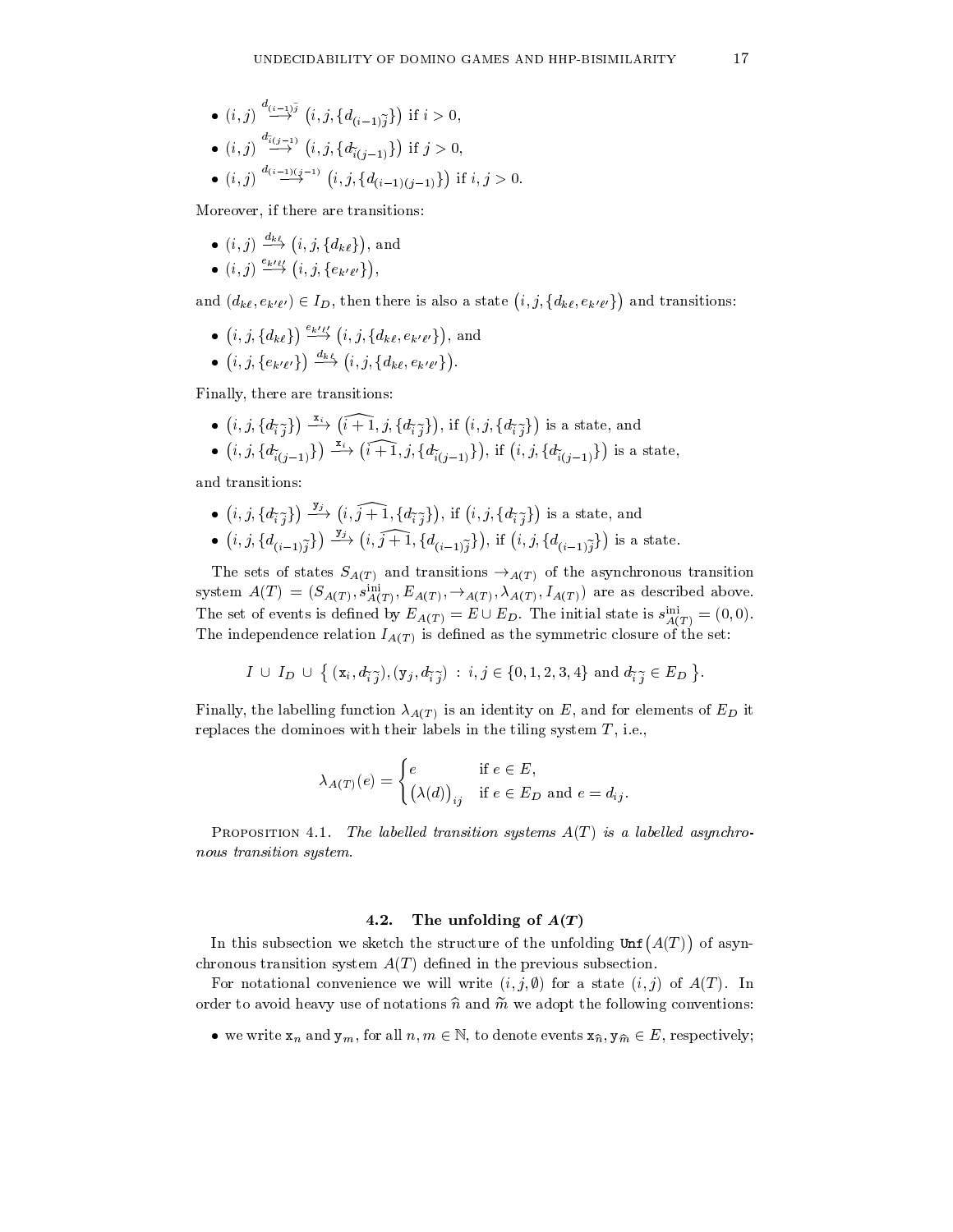- $(i,j) \stackrel{d_{(i-1)\widetilde{j}}}{\longrightarrow} \big(i,j,\{d_{(i-1)\widetilde{j}}\}\big)$ if $i > 0$,
- $(i,j) \stackrel{d_{\widetilde{i}(j-1)}}{\longrightarrow} \big(i,j,\{d_{\widetilde{i}(j-1)}\}\big)$ if $j > 0$,
- $(i,j) \stackrel{d_{(i-1)(j-1)}}{\longrightarrow} \big(i,j,\{d_{(i-1)(j-1)}\}\big)$ if $i,j > 0$.

Moreover, if there are transitions:

- $(i,j) \stackrel{d_{k\ell}}{\longrightarrow} \big(i,j,\{d_{k\ell}\}\big)$, and
- $(i,j) \stackrel{e_{k'\ell'}}{\longrightarrow} \big(i,j,\{e_{k'\ell'}\}\big)$,

and $(d_{k\ell}, e_{k'\ell'}) \in I_D$, then there is also a state $\big(i,j,\{d_{k\ell}, e_{k'\ell'}\}\big)$ and transitions:

- $\big(i,j,\{d_{k\ell}\}\big) \stackrel{e_{k'\ell'}}{\longrightarrow} \big(i,j,\{d_{k\ell}, e_{k'\ell'}\}\big)$, and
- $\big(i,j,\{e_{k'\ell'}\}\big) \stackrel{d_{k\ell}}{\longrightarrow} \big(i,j,\{d_{k\ell}, e_{k'\ell'}\}\big)$.

Finally, there are transitions:

- $\big(i,j,\{d_{\widetilde{i}\,\widetilde{j}}\}\big) \stackrel{\mathtt{x}_i}{\longrightarrow} \big(\widehat{i+1},j,\{d_{\widetilde{i}\,\widetilde{j}}\}\big)$, if $\big(i,j,\{d_{\widetilde{i}\,\widetilde{j}}\}\big)$ is a state, and
- $\big(i,j,\{d_{\widetilde{i}(j-1)}\}\big) \stackrel{\mathtt{x}_i}{\longrightarrow} \big(\widehat{i+1},j,\{d_{\widetilde{i}(j-1)}\}\big)$, if $\big(i,j,\{d_{\widetilde{i}(j-1)}\}\big)$ is a state,

and transitions:

- $\big(i,j,\{d_{\widetilde{i}\,\widetilde{j}}\}\big) \stackrel{\mathtt{y}_j}{\longrightarrow} \big(i,\widehat{j+1},\{d_{\widetilde{i}\,\widetilde{j}}\}\big)$, if $\big(i,j,\{d_{\widetilde{i}\,\widetilde{j}}\}\big)$ is a state, and
- $\big(i,j,\{d_{(i-1)\widetilde{j}}\}\big) \stackrel{\mathtt{y}_j}{\longrightarrow} \big(i,\widehat{j+1},\{d_{(i-1)\widetilde{j}}\}\big)$, if $\big(i,j,\{d_{(i-1)\widetilde{j}}\}\big)$ is a state.

The sets of states $S_{A(T)}$ and transitions $\rightarrow_{A(T)}$ of the asynchronous transition system $A(T) = (S_{A(T)}, s^{\text{ini}}_{A(T)}, E_{A(T)}, \rightarrow_{A(T)}, \lambda_{A(T)}, I_{A(T)})$ are as described above. The set of events is defined by $E_{A(T)} = E \cup E_D$. The initial state is $s^{\text{ini}}_{A(T)} = (0,0)$. The independence relation $I_{A(T)}$ is defined as the symmetric closure of the set:

$$I \,\cup\, I_D \,\cup\, \big\{\, (\mathtt{x}_i, d_{\widetilde{i}\,\widetilde{j}}), (\mathtt{y}_j, d_{\widetilde{i}\,\widetilde{j}}) \;:\; i,j \in \{0,1,2,3,4\} \text{ and } d_{\widetilde{i}\,\widetilde{j}} \in E_D \,\big\}.$$

Finally, the labelling function $\lambda_{A(T)}$ is an identity on $E$, and for elements of $E_D$ it replaces the dominoes with their labels in the tiling system $T$, i.e.,

$$\lambda_{A(T)}(e) = \begin{cases} e & \text{if } e \in E, \\ \big(\lambda(d)\big)_{ij} & \text{if } e \in E_D \text{ and } e = d_{ij}. \end{cases}$$

Proposition 4.1. *The labelled transition systems $A(T)$ is a labelled asynchronous transition system.*

### 4.2. The unfolding of $A(T)$

In this subsection we sketch the structure of the unfolding $\mathtt{Unf}\big(A(T)\big)$ of asynchronous transition system $A(T)$ defined in the previous subsection.

For notational convenience we will write $(i,j,\emptyset)$ for a state $(i,j)$ of $A(T)$. In order to avoid heavy use of notations $\widehat{n}$ and $\widetilde{m}$ we adopt the following conventions:

- we write $\mathtt{x}_n$ and $\mathtt{y}_m$, for all $n,m \in \mathbb{N}$, to denote events $\mathtt{x}_{\widehat{n}}, \mathtt{y}_{\widehat{m}} \in E$, respectively;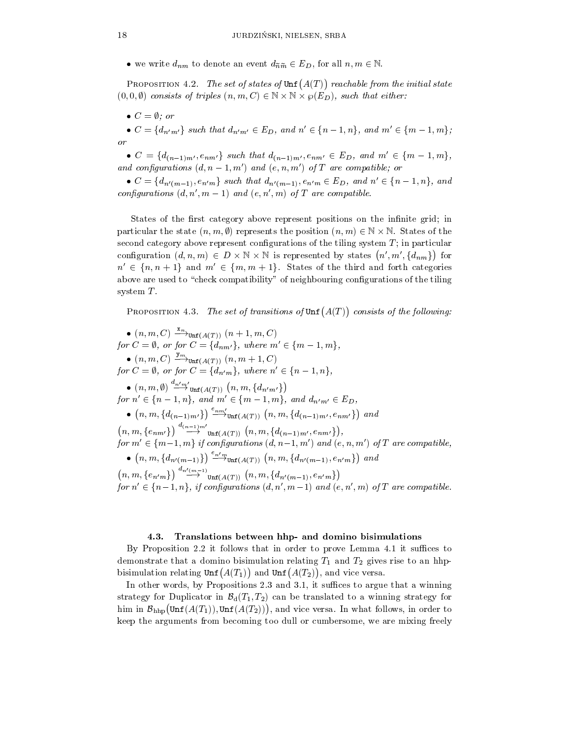- we write $d_{nm}$ to denote an event $d_{\widetilde{n}\widetilde{m}} \in E_D$, for all $n, m \in \mathbb{N}$.

PROPOSITION 4.2. *The set of states of* $\mathtt{Unf}\big(A(T)\big)$ *reachable from the initial state* $(0, 0, \emptyset)$ *consists of triples* $(n, m, C) \in \mathbb{N} \times \mathbb{N} \times \wp(E_D)$, *such that either:*

- $C = \emptyset$; *or*
- $C = \{d_{n'm'}\}$ *such that* $d_{n'm'} \in E_D$, *and* $n' \in \{n-1, n\}$, *and* $m' \in \{m-1, m\}$; *or*
- $C = \{d_{(n-1)m'}, e_{nm'}\}$ *such that* $d_{(n-1)m'}, e_{nm'} \in E_D$, *and* $m' \in \{m-1, m\}$, *and configurations* $(d, n-1, m')$ *and* $(e, n, m')$ *of* $T$ *are compatible; or*
- $C = \{d_{n'(m-1)}, e_{n'm}\}$ *such that* $d_{n'(m-1)}, e_{n'm} \in E_D$, *and* $n' \in \{n-1, n\}$, *and configurations* $(d, n', m-1)$ *and* $(e, n', m)$ *of* $T$ *are compatible.*

States of the first category above represent positions on the infinite grid; in particular the state $(n, m, \emptyset)$ represents the position $(n, m) \in \mathbb{N} \times \mathbb{N}$. States of the second category above represent configurations of the tiling system $T$; in particular configuration $(d, n, m) \in D \times \mathbb{N} \times \mathbb{N}$ is represented by states $\big(n', m', \{d_{nm}\}\big)$ for $n' \in \{n, n+1\}$ and $m' \in \{m, m+1\}$. States of the third and forth categories above are used to "check compatibility" of neighbouring configurations of the tiling system $T$.

PROPOSITION 4.3. *The set of transitions of* $\mathtt{Unf}\big(A(T)\big)$ *consists of the following:*

- $(n, m, C) \xrightarrow{\mathtt{x}_n}_{\mathtt{Unf}(A(T))} (n+1, m, C)$
*for* $C = \emptyset$, *or for* $C = \{d_{nm'}\}$, *where* $m' \in \{m-1, m\}$,
- $(n, m, C) \xrightarrow{\mathtt{y}_m}_{\mathtt{Unf}(A(T))} (n, m+1, C)$
*for* $C = \emptyset$, *or for* $C = \{d_{n'm}\}$, *where* $n' \in \{n-1, n\}$,
- $(n, m, \emptyset) \xrightarrow{d_{n'm'}}_{\mathtt{Unf}(A(T))} \big(n, m, \{d_{n'm'}\}\big)$
*for* $n' \in \{n-1, n\}$, *and* $m' \in \{m-1, m\}$, *and* $d_{n'm'} \in E_D$,
- $\big(n, m, \{d_{(n-1)m'}\}\big) \xrightarrow{e_{nm'}}_{\mathtt{Unf}(A(T))} \big(n, m, \{d_{(n-1)m'}, e_{nm'}\}\big)$ *and*
$\big(n, m, \{e_{nm'}\}\big) \xrightarrow{d_{(n-1)m'}}_{\mathtt{Unf}(A(T))} \big(n, m, \{d_{(n-1)m'}, e_{nm'}\}\big)$,
*for* $m' \in \{m-1, m\}$ *if configurations* $(d, n-1, m')$ *and* $(e, n, m')$ *of* $T$ *are compatible,*
- $\big(n, m, \{d_{n'(m-1)}\}\big) \xrightarrow{e_{n'm}}_{\mathtt{Unf}(A(T))} \big(n, m, \{d_{n'(m-1)}, e_{n'm}\}\big)$ *and*
$\big(n, m, \{e_{n'm}\}\big) \xrightarrow{d_{n'(m-1)}}_{\mathtt{Unf}(A(T))} \big(n, m, \{d_{n'(m-1)}, e_{n'm}\}\big)$
*for* $n' \in \{n-1, n\}$, *if configurations* $(d, n', m-1)$ *and* $(e, n', m)$ *of* $T$ *are compatible.*

### 4.3. Translations between hhp- and domino bisimulations

By Proposition 2.2 it follows that in order to prove Lemma 4.1 it suffices to demonstrate that a domino bisimulation relating $T_1$ and $T_2$ gives rise to an hhp-bisimulation relating $\mathtt{Unf}\big(A(T_1)\big)$ and $\mathtt{Unf}\big(A(T_2)\big)$, and vice versa.

In other words, by Propositions 2.3 and 3.1, it suffices to argue that a winning strategy for Duplicator in $\mathcal{B}_{\mathrm{d}}(T_1, T_2)$ can be translated to a winning strategy for him in $\mathcal{B}_{\mathrm{hhp}}\big(\mathtt{Unf}(A(T_1)), \mathtt{Unf}(A(T_2))\big)$, and vice versa. In what follows, in order to keep the arguments from becoming too dull or cumbersome, we are mixing freely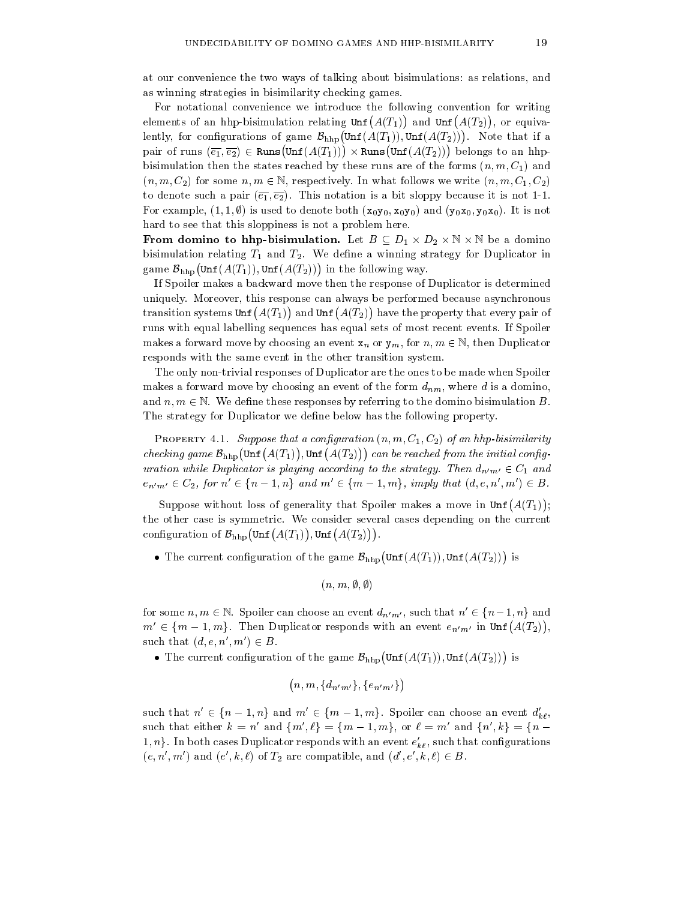at our convenience the two ways of talking about bisimulations: as relations, and as winning strategies in bisimilarity checking games.

For notational convenience we introduce the following convention for writing elements of an hhp-bisimulation relating $\mathtt{Unf}\big(A(T_1)\big)$ and $\mathtt{Unf}\big(A(T_2)\big)$, or equivalently, for configurations of game $\mathcal{B}_{\text{hhp}}\big(\mathtt{Unf}(A(T_1)), \mathtt{Unf}(A(T_2))\big)$. Note that if a pair of runs $(\overline{e_1}, \overline{e_2}) \in \mathtt{Runs}\big(\mathtt{Unf}(A(T_1))\big) \times \mathtt{Runs}\big(\mathtt{Unf}(A(T_2))\big)$ belongs to an hhp-bisimulation then the states reached by these runs are of the forms $(n, m, C_1)$ and $(n, m, C_2)$ for some $n, m \in \mathbb{N}$, respectively. In what follows we write $(n, m, C_1, C_2)$ to denote such a pair $(\overline{e_1}, \overline{e_2})$. This notation is a bit sloppy because it is not 1-1. For example, $(1, 1, \emptyset)$ is used to denote both $(\mathtt{x}_0\mathtt{y}_0, \mathtt{x}_0\mathtt{y}_0)$ and $(\mathtt{y}_0\mathtt{x}_0, \mathtt{y}_0\mathtt{x}_0)$. It is not hard to see that this sloppiness is not a problem here.

**From domino to hhp-bisimulation.** Let $B \subseteq D_1 \times D_2 \times \mathbb{N} \times \mathbb{N}$ be a domino bisimulation relating $T_1$ and $T_2$. We define a winning strategy for Duplicator in game $\mathcal{B}_{\text{hhp}}\big(\mathtt{Unf}(A(T_1)), \mathtt{Unf}(A(T_2))\big)$ in the following way.

If Spoiler makes a backward move then the response of Duplicator is determined uniquely. Moreover, this response can always be performed because asynchronous transition systems $\mathtt{Unf}\big(A(T_1)\big)$ and $\mathtt{Unf}\big(A(T_2)\big)$ have the property that every pair of runs with equal labelling sequences has equal sets of most recent events. If Spoiler makes a forward move by choosing an event $\mathtt{x}_n$ or $\mathtt{y}_m$, for $n, m \in \mathbb{N}$, then Duplicator responds with the same event in the other transition system.

The only non-trivial responses of Duplicator are the ones to be made when Spoiler makes a forward move by choosing an event of the form $d_{nm}$, where $d$ is a domino, and $n, m \in \mathbb{N}$. We define these responses by referring to the domino bisimulation $B$. The strategy for Duplicator we define below has the following property.

Property 4.1. *Suppose that a configuration $(n, m, C_1, C_2)$ of an hhp-bisimilarity checking game $\mathcal{B}_{\text{hhp}}\big(\mathtt{Unf}\big(A(T_1)\big), \mathtt{Unf}\big(A(T_2)\big)\big)$ can be reached from the initial configuration while Duplicator is playing according to the strategy. Then $d_{n'm'} \in C_1$ and $e_{n'm'} \in C_2$, for $n' \in \{n-1, n\}$ and $m' \in \{m-1, m\}$, imply that $(d, e, n', m') \in B$.*

Suppose without loss of generality that Spoiler makes a move in $\mathtt{Unf}\big(A(T_1)\big)$; the other case is symmetric. We consider several cases depending on the current configuration of $\mathcal{B}_{\text{hhp}}\big(\mathtt{Unf}\big(A(T_1)\big), \mathtt{Unf}\big(A(T_2)\big)\big)$.

- The current configuration of the game $\mathcal{B}_{\text{hhp}}\big(\mathtt{Unf}(A(T_1)), \mathtt{Unf}(A(T_2))\big)$ is

$$(n, m, \emptyset, \emptyset)$$

for some $n, m \in \mathbb{N}$. Spoiler can choose an event $d_{n'm'}$, such that $n' \in \{n-1, n\}$ and $m' \in \{m-1, m\}$. Then Duplicator responds with an event $e_{n'm'}$ in $\mathtt{Unf}\big(A(T_2)\big)$, such that $(d, e, n', m') \in B$.

- The current configuration of the game $\mathcal{B}_{\text{hhp}}\big(\mathtt{Unf}(A(T_1)), \mathtt{Unf}(A(T_2))\big)$ is

$$\big(n, m, \{d_{n'm'}\}, \{e_{n'm'}\}\big)$$

such that $n' \in \{n-1, n\}$ and $m' \in \{m-1, m\}$. Spoiler can choose an event $d'_{k\ell}$, such that either $k = n'$ and $\{m', \ell\} = \{m-1, m\}$, or $\ell = m'$ and $\{n', k\} = \{n-1, n\}$. In both cases Duplicator responds with an event $e'_{k\ell}$, such that configurations $(e, n', m')$ and $(e', k, \ell)$ of $T_2$ are compatible, and $(d', e', k, \ell) \in B$.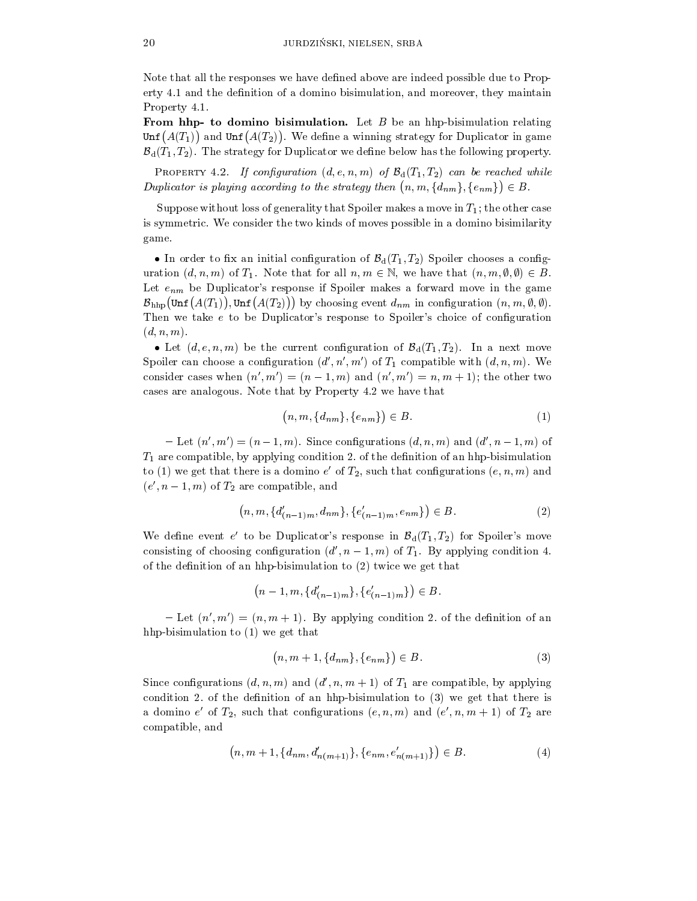Note that all the responses we have defined above are indeed possible due to Property 4.1 and the definition of a domino bisimulation, and moreover, they maintain Property 4.1.

**From hhp- to domino bisimulation.** Let $B$ be an hhp-bisimulation relating $\mathtt{Unf}\big(A(T_1)\big)$ and $\mathtt{Unf}\big(A(T_2)\big)$. We define a winning strategy for Duplicator in game $\mathcal{B}_{\mathrm{d}}(T_1, T_2)$. The strategy for Duplicator we define below has the following property.

Property 4.2. *If configuration $(d, e, n, m)$ of $\mathcal{B}_{\mathrm{d}}(T_1, T_2)$ can be reached while Duplicator is playing according to the strategy then $\big(n, m, \{d_{nm}\}, \{e_{nm}\}\big) \in B$.*

Suppose without loss of generality that Spoiler makes a move in $T_1$; the other case is symmetric. We consider the two kinds of moves possible in a domino bisimilarity game.

- In order to fix an initial configuration of $\mathcal{B}_{\mathrm{d}}(T_1, T_2)$ Spoiler chooses a configuration $(d, n, m)$ of $T_1$. Note that for all $n, m \in \mathbb{N}$, we have that $(n, m, \emptyset, \emptyset) \in B$. Let $e_{nm}$ be Duplicator's response if Spoiler makes a forward move in the game $\mathcal{B}_{\mathrm{hhp}}\big(\mathtt{Unf}\big(A(T_1)\big), \mathtt{Unf}\big(A(T_2)\big)\big)$ by choosing event $d_{nm}$ in configuration $(n, m, \emptyset, \emptyset)$. Then we take $e$ to be Duplicator's response to Spoiler's choice of configuration $(d, n, m)$.
- Let $(d, e, n, m)$ be the current configuration of $\mathcal{B}_{\mathrm{d}}(T_1, T_2)$. In a next move Spoiler can choose a configuration $(d', n', m')$ of $T_1$ compatible with $(d, n, m)$. We consider cases when $(n', m') = (n-1, m)$ and $(n', m') = n, m+1)$; the other two cases are analogous. Note that by Property 4.2 we have that

$$\big(n, m, \{d_{nm}\}, \{e_{nm}\}\big) \in B. \tag{1}$$

  – Let $(n', m') = (n-1, m)$. Since configurations $(d, n, m)$ and $(d', n-1, m)$ of $T_1$ are compatible, by applying condition 2. of the definition of an hhp-bisimulation to (1) we get that there is a domino $e'$ of $T_2$, such that configurations $(e, n, m)$ and $(e', n-1, m)$ of $T_2$ are compatible, and

$$\big(n, m, \{d'_{(n-1)m}, d_{nm}\}, \{e'_{(n-1)m}, e_{nm}\}\big) \in B. \tag{2}$$

We define event $e'$ to be Duplicator's response in $\mathcal{B}_{\mathrm{d}}(T_1, T_2)$ for Spoiler's move consisting of choosing configuration $(d', n-1, m)$ of $T_1$. By applying condition 4. of the definition of an hhp-bisimulation to (2) twice we get that

$$\big(n-1, m, \{d'_{(n-1)m}\}, \{e'_{(n-1)m}\}\big) \in B.$$

  – Let $(n', m') = (n, m+1)$. By applying condition 2. of the definition of an hhp-bisimulation to (1) we get that

$$\big(n, m+1, \{d_{nm}\}, \{e_{nm}\}\big) \in B. \tag{3}$$

Since configurations $(d, n, m)$ and $(d', n, m+1)$ of $T_1$ are compatible, by applying condition 2. of the definition of an hhp-bisimulation to (3) we get that there is a domino $e'$ of $T_2$, such that configurations $(e, n, m)$ and $(e', n, m+1)$ of $T_2$ are compatible, and

$$\big(n, m+1, \{d_{nm}, d'_{n(m+1)}\}, \{e_{nm}, e'_{n(m+1)}\}\big) \in B. \tag{4}$$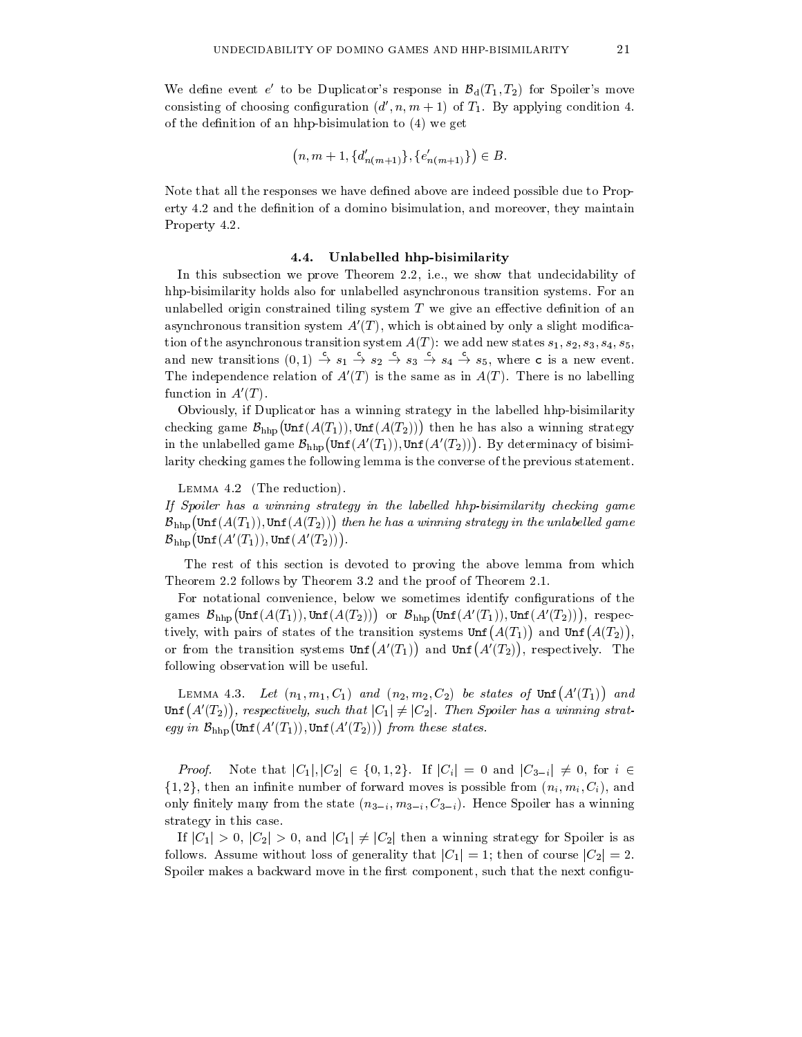We define event $e'$ to be Duplicator's response in $\mathcal{B}_{\mathrm{d}}(T_1, T_2)$ for Spoiler's move consisting of choosing configuration $(d', n, m+1)$ of $T_1$. By applying condition 4. of the definition of an hhp-bisimulation to (4) we get

$$\big(n, m+1, \{d'_{n(m+1)}\}, \{e'_{n(m+1)}\}\big) \in B.$$

Note that all the responses we have defined above are indeed possible due to Property 4.2 and the definition of a domino bisimulation, and moreover, they maintain Property 4.2.

### 4.4. Unlabelled hhp-bisimilarity

In this subsection we prove Theorem 2.2, i.e., we show that undecidability of hhp-bisimilarity holds also for unlabelled asynchronous transition systems. For an unlabelled origin constrained tiling system $T$ we give an effective definition of an asynchronous transition system $A'(T)$, which is obtained by only a slight modification of the asynchronous transition system $A(T)$: we add new states $s_1, s_2, s_3, s_4, s_5$, and new transitions $(0,1) \xrightarrow{\mathtt{c}} s_1 \xrightarrow{\mathtt{c}} s_2 \xrightarrow{\mathtt{c}} s_3 \xrightarrow{\mathtt{c}} s_4 \xrightarrow{\mathtt{c}} s_5$, where $\mathtt{c}$ is a new event. The independence relation of $A'(T)$ is the same as in $A(T)$. There is no labelling function in $A'(T)$.

Obviously, if Duplicator has a winning strategy in the labelled hhp-bisimilarity checking game $\mathcal{B}_{\mathrm{hhp}}\big(\mathtt{Unf}(A(T_1)), \mathtt{Unf}(A(T_2))\big)$ then he has also a winning strategy in the unlabelled game $\mathcal{B}_{\mathrm{hhp}}\big(\mathtt{Unf}(A'(T_1)), \mathtt{Unf}(A'(T_2))\big)$. By determinacy of bisimilarity checking games the following lemma is the converse of the previous statement.

Lemma 4.2 (The reduction).
*If Spoiler has a winning strategy in the labelled hhp-bisimilarity checking game $\mathcal{B}_{\mathrm{hhp}}\big(\mathtt{Unf}(A(T_1)), \mathtt{Unf}(A(T_2))\big)$ then he has a winning strategy in the unlabelled game $\mathcal{B}_{\mathrm{hhp}}\big(\mathtt{Unf}(A'(T_1)), \mathtt{Unf}(A'(T_2))\big)$.*

The rest of this section is devoted to proving the above lemma from which Theorem 2.2 follows by Theorem 3.2 and the proof of Theorem 2.1.

For notational convenience, below we sometimes identify configurations of the games $\mathcal{B}_{\mathrm{hhp}}\big(\mathtt{Unf}(A(T_1)), \mathtt{Unf}(A(T_2))\big)$ or $\mathcal{B}_{\mathrm{hhp}}\big(\mathtt{Unf}(A'(T_1)), \mathtt{Unf}(A'(T_2))\big)$, respectively, with pairs of states of the transition systems $\mathtt{Unf}\big(A(T_1)\big)$ and $\mathtt{Unf}\big(A(T_2)\big)$, or from the transition systems $\mathtt{Unf}\big(A'(T_1)\big)$ and $\mathtt{Unf}\big(A'(T_2)\big)$, respectively. The following observation will be useful.

Lemma 4.3. *Let $(n_1, m_1, C_1)$ and $(n_2, m_2, C_2)$ be states of $\mathtt{Unf}\big(A'(T_1)\big)$ and $\mathtt{Unf}\big(A'(T_2)\big)$, respectively, such that $|C_1| \neq |C_2|$. Then Spoiler has a winning strategy in $\mathcal{B}_{\mathrm{hhp}}\big(\mathtt{Unf}(A'(T_1)), \mathtt{Unf}(A'(T_2))\big)$ from these states.*

*Proof.* Note that $|C_1|, |C_2| \in \{0, 1, 2\}$. If $|C_i| = 0$ and $|C_{3-i}| \neq 0$, for $i \in \{1, 2\}$, then an infinite number of forward moves is possible from $(n_i, m_i, C_i)$, and only finitely many from the state $(n_{3-i}, m_{3-i}, C_{3-i})$. Hence Spoiler has a winning strategy in this case.

If $|C_1| > 0$, $|C_2| > 0$, and $|C_1| \neq |C_2|$ then a winning strategy for Spoiler is as follows. Assume without loss of generality that $|C_1| = 1$; then of course $|C_2| = 2$. Spoiler makes a backward move in the first component, such that the next configu-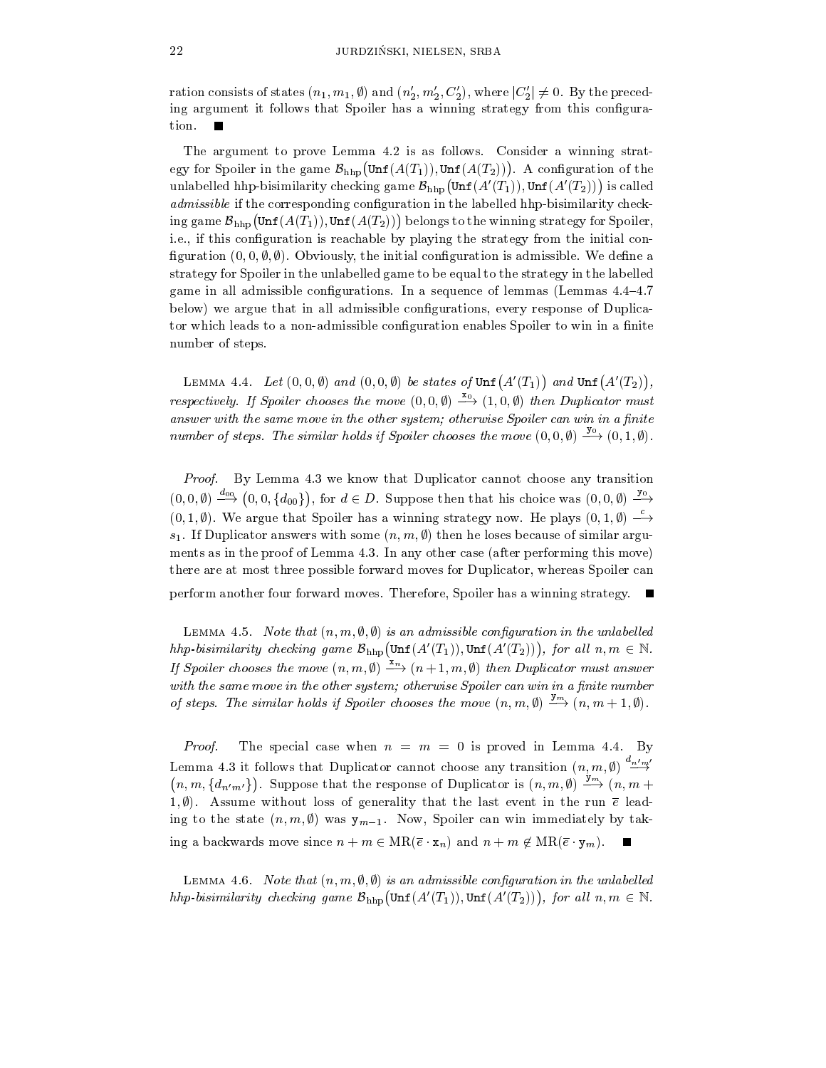ration consists of states $(n_1, m_1, \emptyset)$ and $(n_2', m_2', C_2')$, where $|C_2'| \neq 0$. By the preceding argument it follows that Spoiler has a winning strategy from this configuration. ■

The argument to prove Lemma 4.2 is as follows. Consider a winning strategy for Spoiler in the game $\mathcal{B}_{\text{hhp}}\big(\texttt{Unf}(A(T_1)), \texttt{Unf}(A(T_2))\big)$. A configuration of the unlabelled hhp-bisimilarity checking game $\mathcal{B}_{\text{hhp}}\big(\texttt{Unf}(A'(T_1)), \texttt{Unf}(A'(T_2))\big)$ is called *admissible* if the corresponding configuration in the labelled hhp-bisimilarity checking game $\mathcal{B}_{\text{hhp}}\big(\texttt{Unf}(A(T_1)), \texttt{Unf}(A(T_2))\big)$ belongs to the winning strategy for Spoiler, i.e., if this configuration is reachable by playing the strategy from the initial configuration $(0, 0, \emptyset, \emptyset)$. Obviously, the initial configuration is admissible. We define a strategy for Spoiler in the unlabelled game to be equal to the strategy in the labelled game in all admissible configurations. In a sequence of lemmas (Lemmas 4.4–4.7 below) we argue that in all admissible configurations, every response of Duplicator which leads to a non-admissible configuration enables Spoiler to win in a finite number of steps.

Lemma 4.4. *Let $(0, 0, \emptyset)$ and $(0, 0, \emptyset)$ be states of $\texttt{Unf}\big(A'(T_1)\big)$ and $\texttt{Unf}\big(A'(T_2)\big)$, respectively. If Spoiler chooses the move $(0, 0, \emptyset) \xrightarrow{\mathtt{x}_0} (1, 0, \emptyset)$ then Duplicator must answer with the same move in the other system; otherwise Spoiler can win in a finite number of steps. The similar holds if Spoiler chooses the move $(0, 0, \emptyset) \xrightarrow{\mathtt{y}_0} (0, 1, \emptyset)$.*

*Proof.* By Lemma 4.3 we know that Duplicator cannot choose any transition $(0, 0, \emptyset) \xrightarrow{d_{00}} \big(0, 0, \{d_{00}\}\big)$, for $d \in D$. Suppose then that his choice was $(0, 0, \emptyset) \xrightarrow{\mathtt{y}_0} (0, 1, \emptyset)$. We argue that Spoiler has a winning strategy now. He plays $(0, 1, \emptyset) \xrightarrow{c} s_1$. If Duplicator answers with some $(n, m, \emptyset)$ then he loses because of similar arguments as in the proof of Lemma 4.3. In any other case (after performing this move) there are at most three possible forward moves for Duplicator, whereas Spoiler can perform another four forward moves. Therefore, Spoiler has a winning strategy. ■

Lemma 4.5. *Note that $(n, m, \emptyset, \emptyset)$ is an admissible configuration in the unlabelled hhp-bisimilarity checking game $\mathcal{B}_{\text{hhp}}\big(\texttt{Unf}(A'(T_1)), \texttt{Unf}(A'(T_2))\big)$, for all $n, m \in \mathbb{N}$. If Spoiler chooses the move $(n, m, \emptyset) \xrightarrow{\mathtt{x}_n} (n+1, m, \emptyset)$ then Duplicator must answer with the same move in the other system; otherwise Spoiler can win in a finite number of steps. The similar holds if Spoiler chooses the move $(n, m, \emptyset) \xrightarrow{\mathtt{y}_m} (n, m+1, \emptyset)$.*

*Proof.* The special case when $n = m = 0$ is proved in Lemma 4.4. By Lemma 4.3 it follows that Duplicator cannot choose any transition $(n, m, \emptyset) \xrightarrow{d_{n'm'}} \big(n, m, \{d_{n'm'}\}\big)$. Suppose that the response of Duplicator is $(n, m, \emptyset) \xrightarrow{\mathtt{y}_m} (n, m+1, \emptyset)$. Assume without loss of generality that the last event in the run $\overline{e}$ leading to the state $(n, m, \emptyset)$ was $\mathtt{y}_{m-1}$. Now, Spoiler can win immediately by taking a backwards move since $n + m \in \text{MR}(\overline{e} \cdot \mathtt{x}_n)$ and $n + m \notin \text{MR}(\overline{e} \cdot \mathtt{y}_m)$. ■

Lemma 4.6. *Note that $(n, m, \emptyset, \emptyset)$ is an admissible configuration in the unlabelled hhp-bisimilarity checking game $\mathcal{B}_{\text{hhp}}\big(\texttt{Unf}(A'(T_1)), \texttt{Unf}(A'(T_2))\big)$, for all $n, m \in \mathbb{N}$.*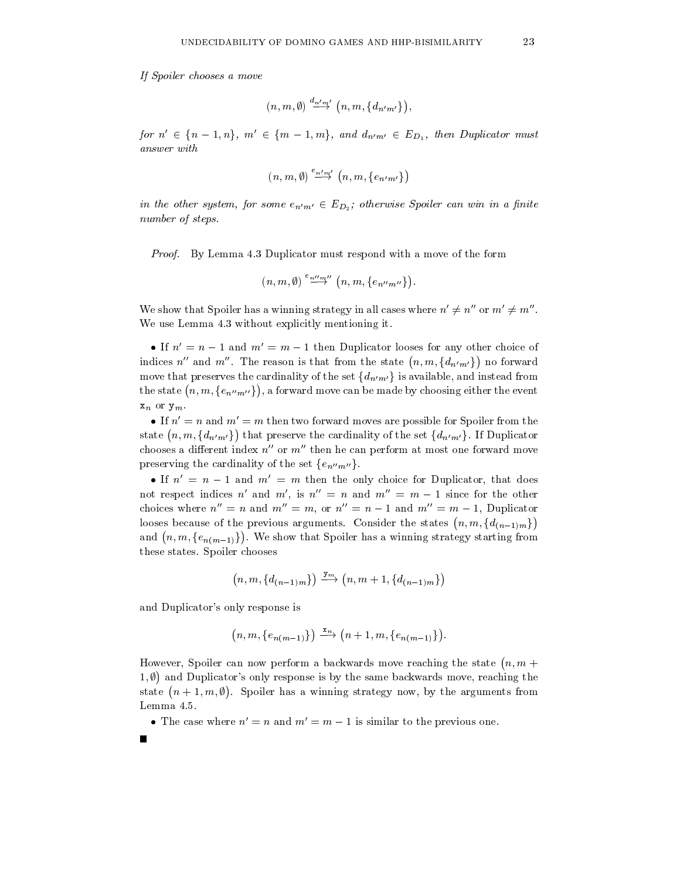*If Spoiler chooses a move*

$$(n, m, \emptyset) \xrightarrow{d_{n'm'}} \big(n, m, \{d_{n'm'}\}\big),$$

*for $n' \in \{n-1, n\}$, $m' \in \{m-1, m\}$, and $d_{n'm'} \in E_{D_1}$, then Duplicator must answer with*

$$(n, m, \emptyset) \xrightarrow{e_{n'm'}} \big(n, m, \{e_{n'm'}\}\big)$$

*in the other system, for some $e_{n'm'} \in E_{D_2}$; otherwise Spoiler can win in a finite number of steps.*

*Proof.* By Lemma 4.3 Duplicator must respond with a move of the form

$$(n, m, \emptyset) \xrightarrow{e_{n''m''}} \big(n, m, \{e_{n''m''}\}\big).$$

We show that Spoiler has a winning strategy in all cases where $n' \neq n''$ or $m' \neq m''$. We use Lemma 4.3 without explicitly mentioning it.

- If $n' = n-1$ and $m' = m-1$ then Duplicator looses for any other choice of indices $n''$ and $m''$. The reason is that from the state $\big(n, m, \{d_{n'm'}\}\big)$ no forward move that preserves the cardinality of the set $\{d_{n'm'}\}$ is available, and instead from the state $\big(n, m, \{e_{n''m''}\}\big)$, a forward move can be made by choosing either the event $\mathtt{x}_n$ or $\mathtt{y}_m$.
- If $n' = n$ and $m' = m$ then two forward moves are possible for Spoiler from the state $\big(n, m, \{d_{n'm'}\}\big)$ that preserve the cardinality of the set $\{d_{n'm'}\}$. If Duplicator chooses a different index $n''$ or $m''$ then he can perform at most one forward move preserving the cardinality of the set $\{e_{n''m''}\}$.
- If $n' = n-1$ and $m' = m$ then the only choice for Duplicator, that does not respect indices $n'$ and $m'$, is $n'' = n$ and $m'' = m-1$ since for the other choices where $n'' = n$ and $m'' = m$, or $n'' = n-1$ and $m'' = m-1$, Duplicator looses because of the previous arguments. Consider the states $\big(n, m, \{d_{(n-1)m}\}\big)$ and $\big(n, m, \{e_{n(m-1)}\}\big)$. We show that Spoiler has a winning strategy starting from these states. Spoiler chooses

$$\big(n, m, \{d_{(n-1)m}\}\big) \xrightarrow{\mathtt{y}_m} \big(n, m+1, \{d_{(n-1)m}\}\big)$$

and Duplicator's only response is

$$\big(n, m, \{e_{n(m-1)}\}\big) \xrightarrow{\mathtt{x}_n} \big(n+1, m, \{e_{n(m-1)}\}\big).$$

However, Spoiler can now perform a backwards move reaching the state $\big(n, m+1, \emptyset\big)$ and Duplicator's only response is by the same backwards move, reaching the state $\big(n+1, m, \emptyset\big)$. Spoiler has a winning strategy now, by the arguments from Lemma 4.5.

- The case where $n' = n$ and $m' = m-1$ is similar to the previous one.

■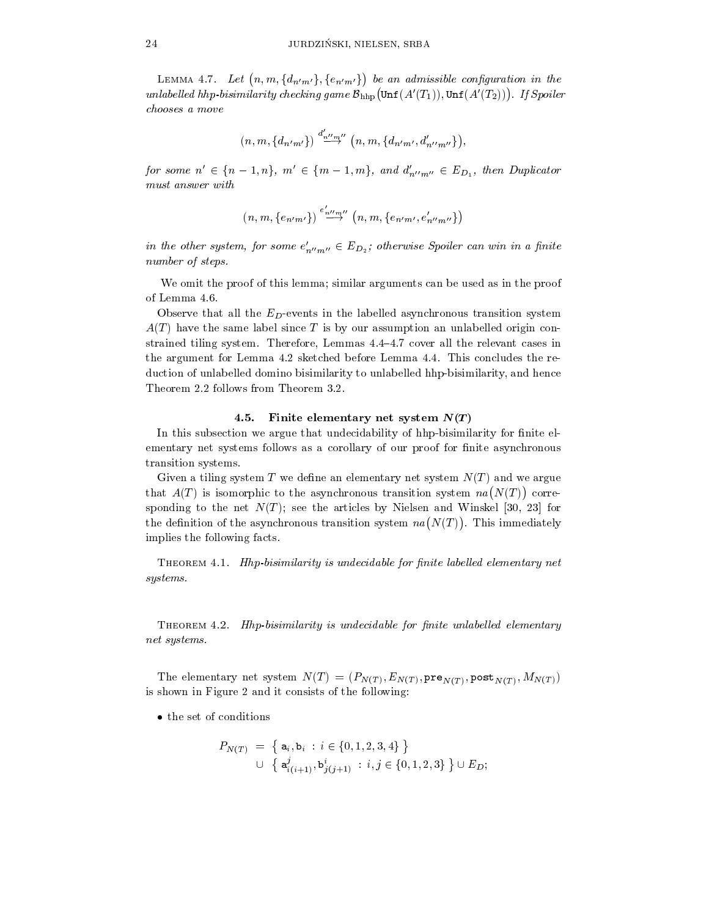**Lemma 4.7.** *Let $(n, m, \{d_{n'm'}\}, \{e_{n'm'}\})$ be an admissible configuration in the unlabelled hhp-bisimilarity checking game $\mathcal{B}_{\text{hhp}}(\texttt{Unf}(A'(T_1)), \texttt{Unf}(A'(T_2)))$. If Spoiler chooses a move*

$$(n, m, \{d_{n'm'}\}) \stackrel{d'_{n''m''}}{\longrightarrow} (n, m, \{d_{n'm'}, d'_{n''m''}\}),$$

*for some $n' \in \{n-1, n\}$, $m' \in \{m-1, m\}$, and $d'_{n''m''} \in E_{D_1}$, then Duplicator must answer with*

$$(n, m, \{e_{n'm'}\}) \stackrel{e'_{n''m''}}{\longrightarrow} (n, m, \{e_{n'm'}, e'_{n''m''}\})$$

*in the other system, for some $e'_{n''m''} \in E_{D_2}$; otherwise Spoiler can win in a finite number of steps.*

We omit the proof of this lemma; similar arguments can be used as in the proof of Lemma 4.6.

Observe that all the $E_D$-events in the labelled asynchronous transition system $A(T)$ have the same label since $T$ is by our assumption an unlabelled origin constrained tiling system. Therefore, Lemmas 4.4–4.7 cover all the relevant cases in the argument for Lemma 4.2 sketched before Lemma 4.4. This concludes the reduction of unlabelled domino bisimilarity to unlabelled hhp-bisimilarity, and hence Theorem 2.2 follows from Theorem 3.2.

### 4.5. Finite elementary net system $N(T)$

In this subsection we argue that undecidability of hhp-bisimilarity for finite elementary net systems follows as a corollary of our proof for finite asynchronous transition systems.

Given a tiling system $T$ we define an elementary net system $N(T)$ and we argue that $A(T)$ is isomorphic to the asynchronous transition system $na(N(T))$ corresponding to the net $N(T)$; see the articles by Nielsen and Winskel [30, 23] for the definition of the asynchronous transition system $na(N(T))$. This immediately implies the following facts.

**Theorem 4.1.** *Hhp-bisimilarity is undecidable for finite labelled elementary net systems.*

**Theorem 4.2.** *Hhp-bisimilarity is undecidable for finite unlabelled elementary net systems.*

The elementary net system $N(T) = (P_{N(T)}, E_{N(T)}, \texttt{pre}_{N(T)}, \texttt{post}_{N(T)}, M_{N(T)})$ is shown in Figure 2 and it consists of the following:

- the set of conditions

$$P_{N(T)} = \{ \, \mathtt{a}_i, \mathtt{b}_i \, : \, i \in \{0,1,2,3,4\} \, \} \cup \{ \, \mathtt{a}^j_{i(i+1)}, \mathtt{b}^i_{j(j+1)} \, : \, i,j \in \{0,1,2,3\} \, \} \cup E_D;$$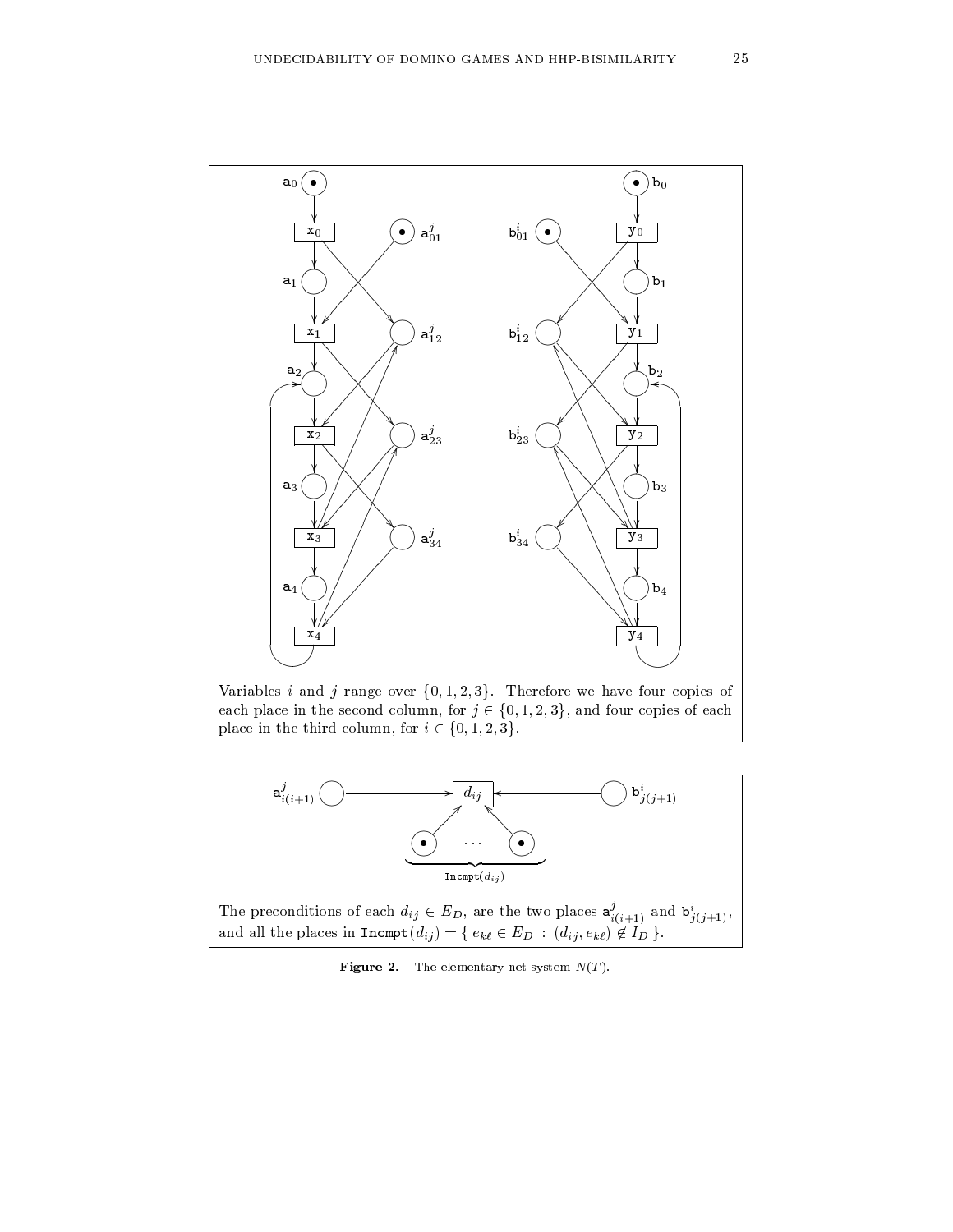Variables $i$ and $j$ range over $\{0, 1, 2, 3\}$. Therefore we have four copies of each place in the second column, for $j \in \{0, 1, 2, 3\}$, and four copies of each place in the third column, for $i \in \{0, 1, 2, 3\}$.

The preconditions of each $d_{ij} \in E_D$, are the two places $\mathtt{a}^j_{i(i+1)}$ and $\mathtt{b}^i_{j(j+1)}$, and all the places in $\mathtt{Incmpt}(d_{ij}) = \{ e_{k\ell} \in E_D \;:\; (d_{ij}, e_{k\ell}) \notin I_D \}$.

**Figure 2.** The elementary net system $N(T)$.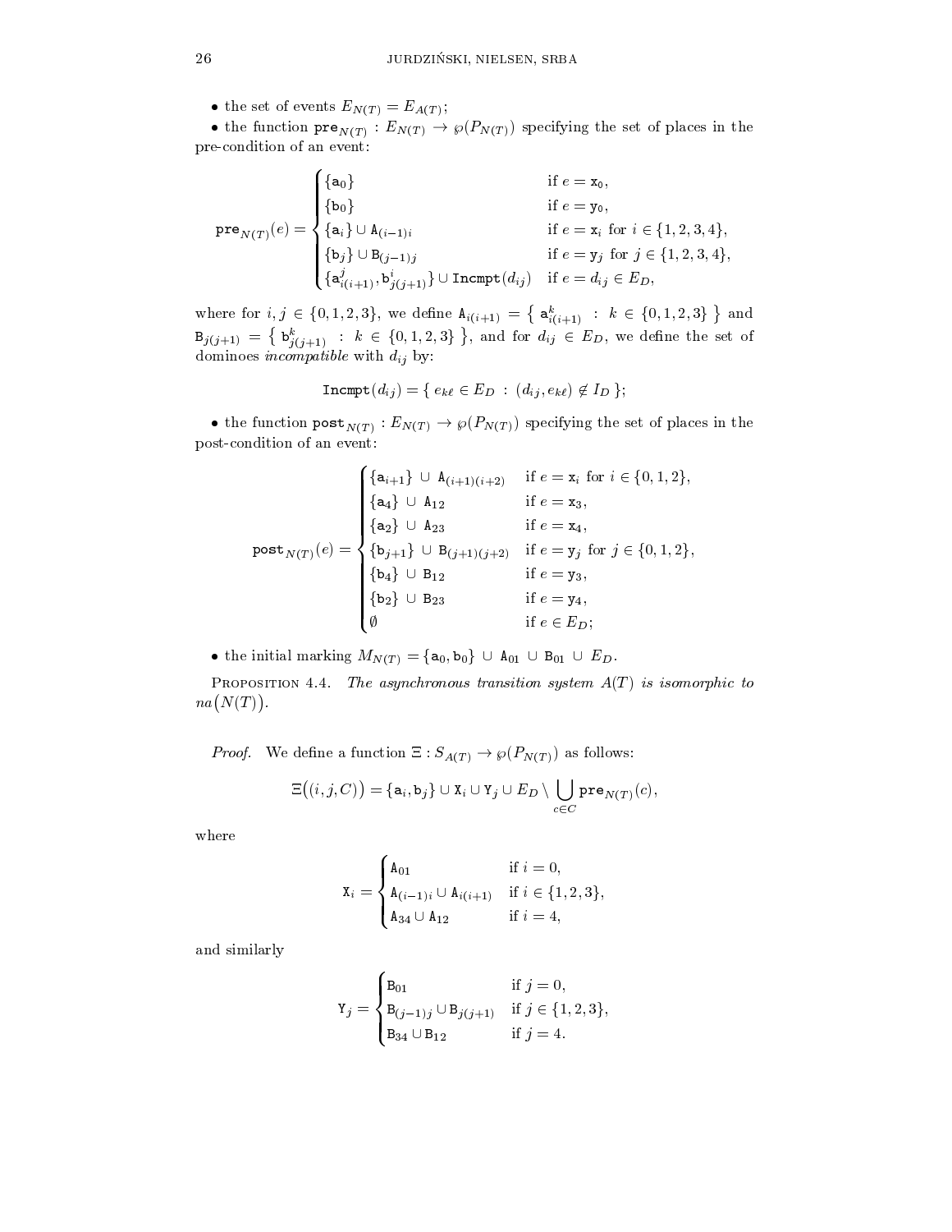- the set of events $E_{N(T)} = E_{A(T)}$;
- the function $\mathtt{pre}_{N(T)} : E_{N(T)} \to \wp(P_{N(T)})$ specifying the set of places in the pre-condition of an event:

$$
\mathtt{pre}_{N(T)}(e) = \begin{cases} \{\mathtt{a}_0\} & \text{if } e = \mathtt{x}_0, \\ \{\mathtt{b}_0\} & \text{if } e = \mathtt{y}_0, \\ \{\mathtt{a}_i\} \cup \mathtt{A}_{(i-1)i} & \text{if } e = \mathtt{x}_i \text{ for } i \in \{1,2,3,4\}, \\ \{\mathtt{b}_j\} \cup \mathtt{B}_{(j-1)j} & \text{if } e = \mathtt{y}_j \text{ for } j \in \{1,2,3,4\}, \\ \{\mathtt{a}^j_{i(i+1)}, \mathtt{b}^i_{j(j+1)}\} \cup \mathtt{Incmpt}(d_{ij}) & \text{if } e = d_{ij} \in E_D, \end{cases}
$$

where for $i, j \in \{0,1,2,3\}$, we define $\mathtt{A}_{i(i+1)} = \{ \mathtt{a}^k_{i(i+1)} : k \in \{0,1,2,3\} \}$ and $\mathtt{B}_{j(j+1)} = \{ \mathtt{b}^k_{j(j+1)} : k \in \{0,1,2,3\} \}$, and for $d_{ij} \in E_D$, we define the set of dominoes *incompatible* with $d_{ij}$ by:

$$
\mathtt{Incmpt}(d_{ij}) = \{ e_{k\ell} \in E_D : (d_{ij}, e_{k\ell}) \notin I_D \};
$$

- the function $\mathtt{post}_{N(T)} : E_{N(T)} \to \wp(P_{N(T)})$ specifying the set of places in the post-condition of an event:

$$
\mathtt{post}_{N(T)}(e) = \begin{cases} \{\mathtt{a}_{i+1}\} \cup \mathtt{A}_{(i+1)(i+2)} & \text{if } e = \mathtt{x}_i \text{ for } i \in \{0,1,2\}, \\ \{\mathtt{a}_4\} \cup \mathtt{A}_{12} & \text{if } e = \mathtt{x}_3, \\ \{\mathtt{a}_2\} \cup \mathtt{A}_{23} & \text{if } e = \mathtt{x}_4, \\ \{\mathtt{b}_{j+1}\} \cup \mathtt{B}_{(j+1)(j+2)} & \text{if } e = \mathtt{y}_j \text{ for } j \in \{0,1,2\}, \\ \{\mathtt{b}_4\} \cup \mathtt{B}_{12} & \text{if } e = \mathtt{y}_3, \\ \{\mathtt{b}_2\} \cup \mathtt{B}_{23} & \text{if } e = \mathtt{y}_4, \\ \emptyset & \text{if } e \in E_D; \end{cases}
$$

- the initial marking $M_{N(T)} = \{\mathtt{a}_0, \mathtt{b}_0\} \cup \mathtt{A}_{01} \cup \mathtt{B}_{01} \cup E_D$.

PROPOSITION 4.4. *The asynchronous transition system $A(T)$ is isomorphic to $na\big(N(T)\big)$.*

*Proof.* We define a function $\Xi : S_{A(T)} \to \wp(P_{N(T)})$ as follows:

$$
\Xi\big((i,j,C)\big) = \{\mathtt{a}_i, \mathtt{b}_j\} \cup \mathtt{X}_i \cup \mathtt{Y}_j \cup E_D \setminus \bigcup_{c \in C} \mathtt{pre}_{N(T)}(c),
$$

where

$$
\mathtt{X}_i = \begin{cases} \mathtt{A}_{01} & \text{if } i = 0, \\ \mathtt{A}_{(i-1)i} \cup \mathtt{A}_{i(i+1)} & \text{if } i \in \{1,2,3\}, \\ \mathtt{A}_{34} \cup \mathtt{A}_{12} & \text{if } i = 4, \end{cases}
$$

and similarly

$$
\mathtt{Y}_j = \begin{cases} \mathtt{B}_{01} & \text{if } j = 0, \\ \mathtt{B}_{(j-1)j} \cup \mathtt{B}_{j(j+1)} & \text{if } j \in \{1,2,3\}, \\ \mathtt{B}_{34} \cup \mathtt{B}_{12} & \text{if } j = 4. \end{cases}
$$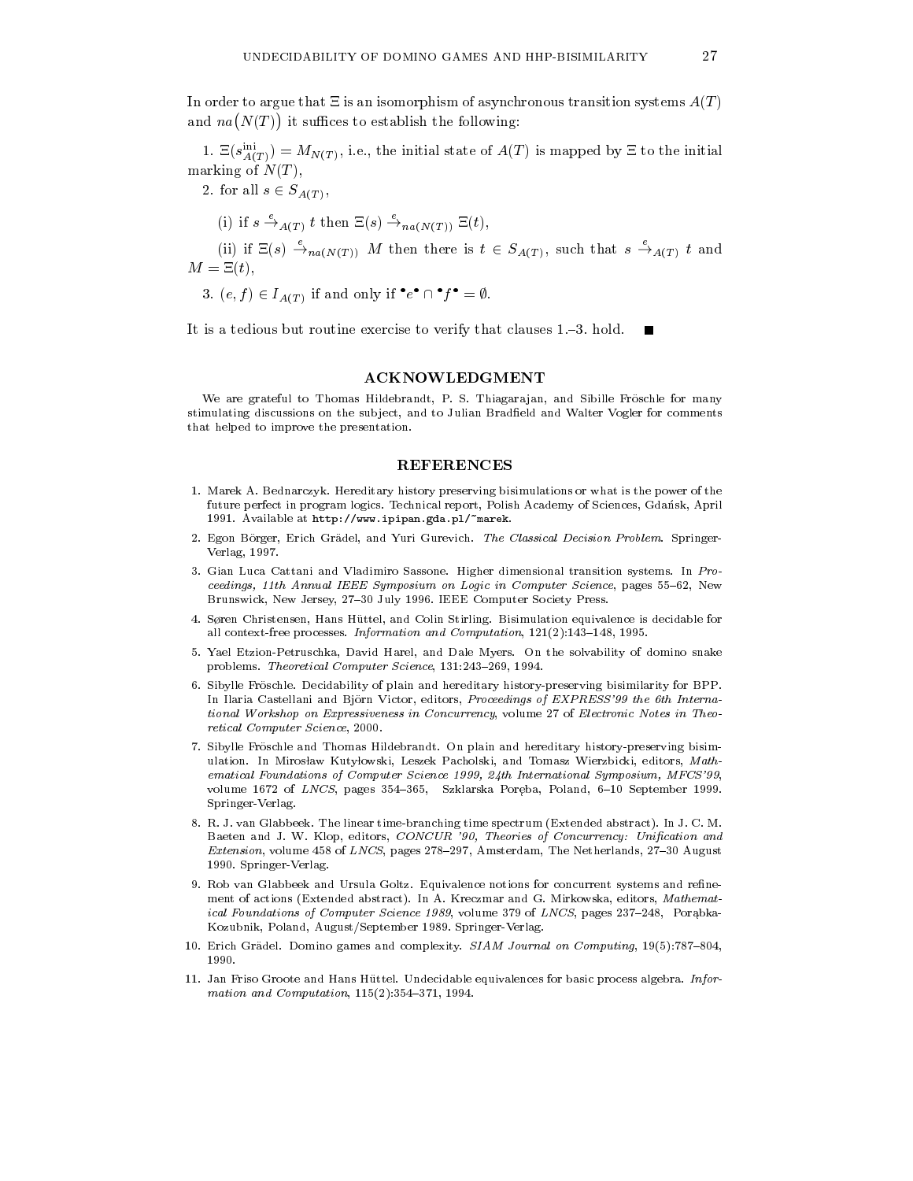In order to argue that $\Xi$ is an isomorphism of asynchronous transition systems $A(T)$ and $na\big(N(T)\big)$ it suffices to establish the following:

1. $\Xi(s^{\mathrm{ini}}_{A(T)}) = M_{N(T)}$, i.e., the initial state of $A(T)$ is mapped by $\Xi$ to the initial marking of $N(T)$,

2. for all $s \in S_{A(T)}$,

   (i) if $s \xrightarrow{e}_{A(T)} t$ then $\Xi(s) \xrightarrow{e}_{na(N(T))} \Xi(t)$,

   (ii) if $\Xi(s) \xrightarrow{e}_{na(N(T))} M$ then there is $t \in S_{A(T)}$, such that $s \xrightarrow{e}_{A(T)} t$ and $M = \Xi(t)$,

3. $(e, f) \in I_{A(T)}$ if and only if ${}^\bullet e^\bullet \cap {}^\bullet f^\bullet = \emptyset$.

It is a tedious but routine exercise to verify that clauses 1.–3. hold. ■

## ACKNOWLEDGMENT

We are grateful to Thomas Hildebrandt, P. S. Thiagarajan, and Sibille Fröschle for many stimulating discussions on the subject, and to Julian Bradfield and Walter Vogler for comments that helped to improve the presentation.

## REFERENCES

1. Marek A. Bednarczyk. Hereditary history preserving bisimulations or what is the power of the future perfect in program logics. Technical report, Polish Academy of Sciences, Gdańsk, April 1991. Available at `http://www.ipipan.gda.pl/~marek`.
2. Egon Börger, Erich Grädel, and Yuri Gurevich. *The Classical Decision Problem*. Springer-Verlag, 1997.
3. Gian Luca Cattani and Vladimiro Sassone. Higher dimensional transition systems. In *Proceedings, 11th Annual IEEE Symposium on Logic in Computer Science*, pages 55–62, New Brunswick, New Jersey, 27–30 July 1996. IEEE Computer Society Press.
4. Søren Christensen, Hans Hüttel, and Colin Stirling. Bisimulation equivalence is decidable for all context-free processes. *Information and Computation*, 121(2):143–148, 1995.
5. Yael Etzion-Petruschka, David Harel, and Dale Myers. On the solvability of domino snake problems. *Theoretical Computer Science*, 131:243–269, 1994.
6. Sibylle Fröschle. Decidability of plain and hereditary history-preserving bisimilarity for BPP. In Ilaria Castellani and Björn Victor, editors, *Proceedings of EXPRESS'99 the 6th International Workshop on Expressiveness in Concurrency*, volume 27 of *Electronic Notes in Theoretical Computer Science*, 2000.
7. Sibylle Fröschle and Thomas Hildebrandt. On plain and hereditary history-preserving bisimulation. In Mirosław Kutyłowski, Leszek Pacholski, and Tomasz Wierzbicki, editors, *Mathematical Foundations of Computer Science 1999, 24th International Symposium, MFCS'99*, volume 1672 of *LNCS*, pages 354–365, Szklarska Poręba, Poland, 6–10 September 1999. Springer-Verlag.
8. R. J. van Glabbeek. The linear time-branching time spectrum (Extended abstract). In J. C. M. Baeten and J. W. Klop, editors, *CONCUR '90, Theories of Concurrency: Unification and Extension*, volume 458 of *LNCS*, pages 278–297, Amsterdam, The Netherlands, 27–30 August 1990. Springer-Verlag.
9. Rob van Glabbeek and Ursula Goltz. Equivalence notions for concurrent systems and refinement of actions (Extended abstract). In A. Kreczmar and G. Mirkowska, editors, *Mathematical Foundations of Computer Science 1989*, volume 379 of *LNCS*, pages 237–248, Porąbka-Kozubnik, Poland, August/September 1989. Springer-Verlag.
10. Erich Grädel. Domino games and complexity. *SIAM Journal on Computing*, 19(5):787–804, 1990.
11. Jan Friso Groote and Hans Hüttel. Undecidable equivalences for basic process algebra. *Information and Computation*, 115(2):354–371, 1994.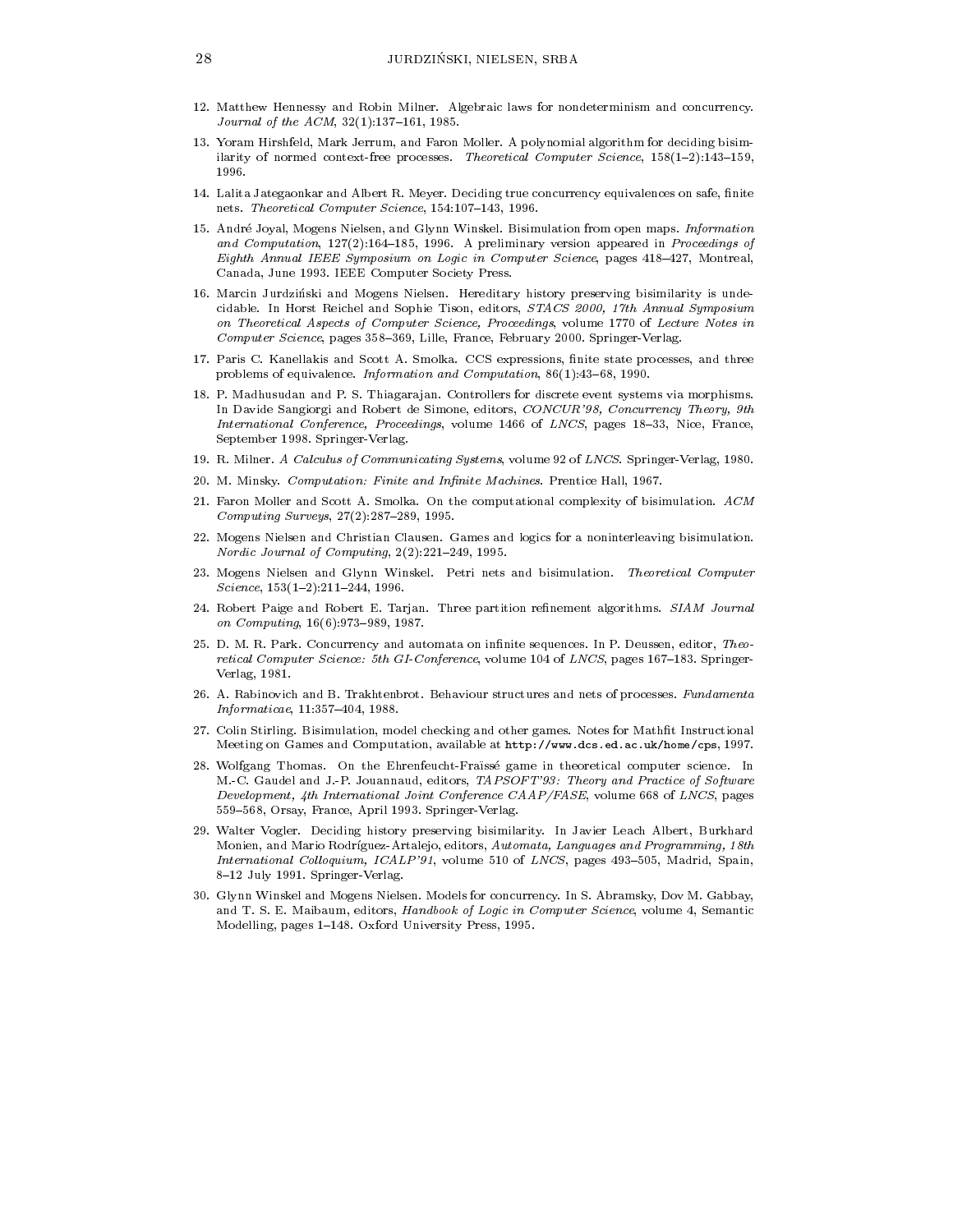12. Matthew Hennessy and Robin Milner. Algebraic laws for nondeterminism and concurrency. *Journal of the ACM*, 32(1):137–161, 1985.

13. Yoram Hirshfeld, Mark Jerrum, and Faron Moller. A polynomial algorithm for deciding bisimilarity of normed context-free processes. *Theoretical Computer Science*, 158(1–2):143–159, 1996.

14. Lalita Jategaonkar and Albert R. Meyer. Deciding true concurrency equivalences on safe, finite nets. *Theoretical Computer Science*, 154:107–143, 1996.

15. André Joyal, Mogens Nielsen, and Glynn Winskel. Bisimulation from open maps. *Information and Computation*, 127(2):164–185, 1996. A preliminary version appeared in *Proceedings of Eighth Annual IEEE Symposium on Logic in Computer Science*, pages 418–427, Montreal, Canada, June 1993. IEEE Computer Society Press.

16. Marcin Jurdziński and Mogens Nielsen. Hereditary history preserving bisimilarity is undecidable. In Horst Reichel and Sophie Tison, editors, *STACS 2000, 17th Annual Symposium on Theoretical Aspects of Computer Science, Proceedings*, volume 1770 of *Lecture Notes in Computer Science*, pages 358–369, Lille, France, February 2000. Springer-Verlag.

17. Paris C. Kanellakis and Scott A. Smolka. CCS expressions, finite state processes, and three problems of equivalence. *Information and Computation*, 86(1):43–68, 1990.

18. P. Madhusudan and P. S. Thiagarajan. Controllers for discrete event systems via morphisms. In Davide Sangiorgi and Robert de Simone, editors, *CONCUR'98, Concurrency Theory, 9th International Conference, Proceedings*, volume 1466 of *LNCS*, pages 18–33, Nice, France, September 1998. Springer-Verlag.

19. R. Milner. *A Calculus of Communicating Systems*, volume 92 of *LNCS*. Springer-Verlag, 1980.

20. M. Minsky. *Computation: Finite and Infinite Machines*. Prentice Hall, 1967.

21. Faron Moller and Scott A. Smolka. On the computational complexity of bisimulation. *ACM Computing Surveys*, 27(2):287–289, 1995.

22. Mogens Nielsen and Christian Clausen. Games and logics for a noninterleaving bisimulation. *Nordic Journal of Computing*, 2(2):221–249, 1995.

23. Mogens Nielsen and Glynn Winskel. Petri nets and bisimulation. *Theoretical Computer Science*, 153(1–2):211–244, 1996.

24. Robert Paige and Robert E. Tarjan. Three partition refinement algorithms. *SIAM Journal on Computing*, 16(6):973–989, 1987.

25. D. M. R. Park. Concurrency and automata on infinite sequences. In P. Deussen, editor, *Theoretical Computer Science: 5th GI-Conference*, volume 104 of *LNCS*, pages 167–183. Springer-Verlag, 1981.

26. A. Rabinovich and B. Trakhtenbrot. Behaviour structures and nets of processes. *Fundamenta Informaticae*, 11:357–404, 1988.

27. Colin Stirling. Bisimulation, model checking and other games. Notes for Mathfit Instructional Meeting on Games and Computation, available at `http://www.dcs.ed.ac.uk/home/cps`, 1997.

28. Wolfgang Thomas. On the Ehrenfeucht-Fraïssé game in theoretical computer science. In M.-C. Gaudel and J.-P. Jouannaud, editors, *TAPSOFT'93: Theory and Practice of Software Development, 4th International Joint Conference CAAP/FASE*, volume 668 of *LNCS*, pages 559–568, Orsay, France, April 1993. Springer-Verlag.

29. Walter Vogler. Deciding history preserving bisimilarity. In Javier Leach Albert, Burkhard Monien, and Mario Rodríguez-Artalejo, editors, *Automata, Languages and Programming, 18th International Colloquium, ICALP'91*, volume 510 of *LNCS*, pages 493–505, Madrid, Spain, 8–12 July 1991. Springer-Verlag.

30. Glynn Winskel and Mogens Nielsen. Models for concurrency. In S. Abramsky, Dov M. Gabbay, and T. S. E. Maibaum, editors, *Handbook of Logic in Computer Science*, volume 4, Semantic Modelling, pages 1–148. Oxford University Press, 1995.